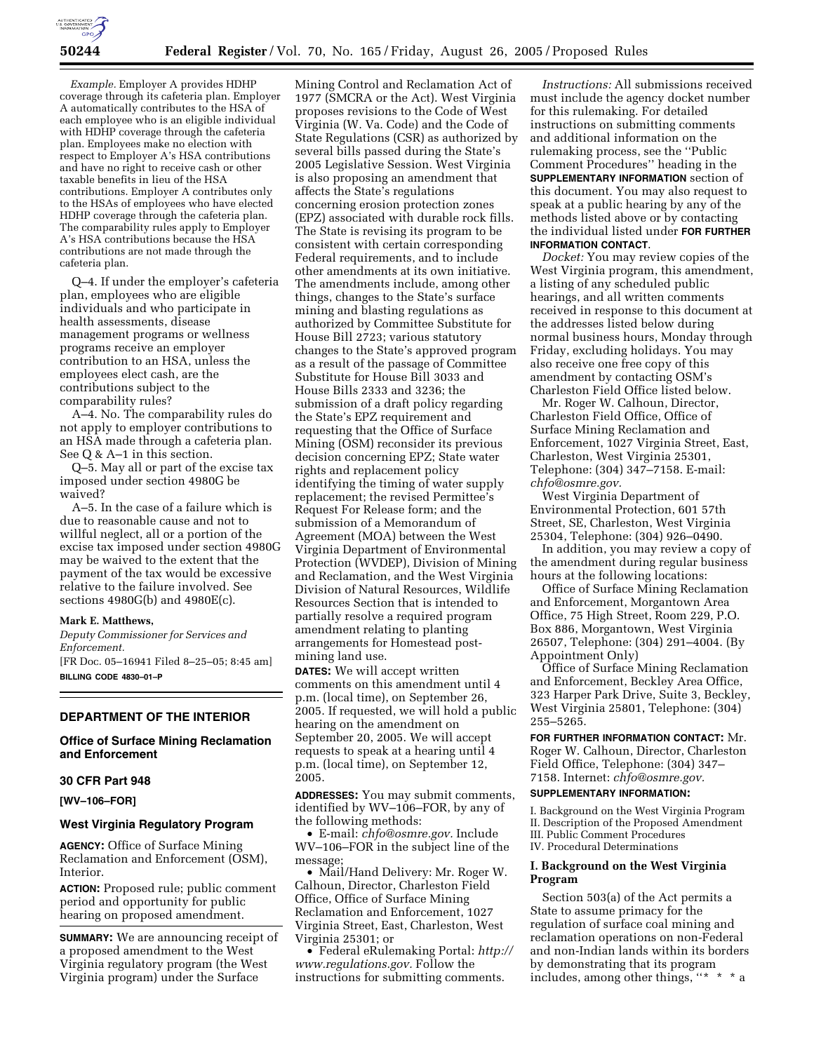*Example.* Employer A provides HDHP coverage through its cafeteria plan. Employer A automatically contributes to the HSA of each employee who is an eligible individual with HDHP coverage through the cafeteria plan. Employees make no election with respect to Employer A's HSA contributions and have no right to receive cash or other taxable benefits in lieu of the HSA contributions. Employer A contributes only to the HSAs of employees who have elected HDHP coverage through the cafeteria plan. The comparability rules apply to Employer A's HSA contributions because the HSA contributions are not made through the cafeteria plan.

Q–4. If under the employer's cafeteria plan, employees who are eligible individuals and who participate in health assessments, disease management programs or wellness programs receive an employer contribution to an HSA, unless the employees elect cash, are the contributions subject to the comparability rules?

A–4. No. The comparability rules do not apply to employer contributions to an HSA made through a cafeteria plan. See Q & A–1 in this section.

Q–5. May all or part of the excise tax imposed under section 4980G be waived?

A–5. In the case of a failure which is due to reasonable cause and not to willful neglect, all or a portion of the excise tax imposed under section 4980G may be waived to the extent that the payment of the tax would be excessive relative to the failure involved. See sections 4980G(b) and 4980E(c).

**Mark E. Matthews,**

*Deputy Commissioner for Services and Enforcement.*

[FR Doc. 05–16941 Filed 8–25–05; 8:45 am]

**BILLING CODE 4830–01–P**

---

## DEPARTMENT OF THE INTERIOR

### Office of Surface Mining Reclamation and Enforcement

### 30 CFR Part 948

**[WV–106–FOR]**

### West Virginia Regulatory Program

**AGENCY:** Office of Surface Mining Reclamation and Enforcement (OSM), Interior.

**ACTION:** Proposed rule; public comment period and opportunity for public hearing on proposed amendment.

**SUMMARY:** We are announcing receipt of a proposed amendment to the West Virginia regulatory program (the West Virginia program) under the Surface Mining Control and Reclamation Act of 1977 (SMCRA or the Act). West Virginia proposes revisions to the Code of West Virginia (W. Va. Code) and the Code of State Regulations (CSR) as authorized by several bills passed during the State's 2005 Legislative Session. West Virginia is also proposing an amendment that affects the State's regulations concerning erosion protection zones (EPZ) associated with durable rock fills. The State is revising its program to be consistent with certain corresponding Federal requirements, and to include other amendments at its own initiative. The amendments include, among other things, changes to the State's surface mining and blasting regulations as authorized by Committee Substitute for House Bill 2723; various statutory changes to the State's approved program as a result of the passage of Committee Substitute for House Bill 3033 and House Bills 2333 and 3236; the submission of a draft policy regarding the State's EPZ requirement and requesting that the Office of Surface Mining (OSM) reconsider its previous decision concerning EPZ; State water rights and replacement policy identifying the timing of water supply replacement; the revised Permittee's Request For Release form; and the submission of a Memorandum of Agreement (MOA) between the West Virginia Department of Environmental Protection (WVDEP), Division of Mining and Reclamation, and the West Virginia Division of Natural Resources, Wildlife Resources Section that is intended to partially resolve a required program amendment relating to planting arrangements for Homestead post-mining land use.

**DATES:** We will accept written comments on this amendment until 4 p.m. (local time), on September 26, 2005. If requested, we will hold a public hearing on the amendment on September 20, 2005. We will accept requests to speak at a hearing until 4 p.m. (local time), on September 12, 2005.

**ADDRESSES:** You may submit comments, identified by WV–106–FOR, by any of the following methods:

- E-mail: *chfo@osmre.gov.* Include WV–106–FOR in the subject line of the message;
- Mail/Hand Delivery: Mr. Roger W. Calhoun, Director, Charleston Field Office, Office of Surface Mining Reclamation and Enforcement, 1027 Virginia Street, East, Charleston, West Virginia 25301; or
- Federal eRulemaking Portal: *http://www.regulations.gov.* Follow the instructions for submitting comments.

*Instructions:* All submissions received must include the agency docket number for this rulemaking. For detailed instructions on submitting comments and additional information on the rulemaking process, see the "Public Comment Procedures" heading in the **SUPPLEMENTARY INFORMATION** section of this document. You may also request to speak at a public hearing by any of the methods listed above or by contacting the individual listed under **FOR FURTHER INFORMATION CONTACT**.

*Docket:* You may review copies of the West Virginia program, this amendment, a listing of any scheduled public hearings, and all written comments received in response to this document at the addresses listed below during normal business hours, Monday through Friday, excluding holidays. You may also receive one free copy of this amendment by contacting OSM's Charleston Field Office listed below.

Mr. Roger W. Calhoun, Director, Charleston Field Office, Office of Surface Mining Reclamation and Enforcement, 1027 Virginia Street, East, Charleston, West Virginia 25301, Telephone: (304) 347–7158. E-mail: *chfo@osmre.gov*.

West Virginia Department of Environmental Protection, 601 57th Street, SE, Charleston, West Virginia 25304, Telephone: (304) 926–0490.

In addition, you may review a copy of the amendment during regular business hours at the following locations:

Office of Surface Mining Reclamation and Enforcement, Morgantown Area Office, 75 High Street, Room 229, P.O. Box 886, Morgantown, West Virginia 26507, Telephone: (304) 291–4004. (By Appointment Only)

Office of Surface Mining Reclamation and Enforcement, Beckley Area Office, 323 Harper Park Drive, Suite 3, Beckley, West Virginia 25801, Telephone: (304) 255–5265.

**FOR FURTHER INFORMATION CONTACT:** Mr. Roger W. Calhoun, Director, Charleston Field Office, Telephone: (304) 347–7158. Internet: *chfo@osmre.gov.*

**SUPPLEMENTARY INFORMATION:**

I. Background on the West Virginia Program
II. Description of the Proposed Amendment
III. Public Comment Procedures
IV. Procedural Determinations

### I. Background on the West Virginia Program

Section 503(a) of the Act permits a State to assume primacy for the regulation of surface coal mining and reclamation operations on non-Federal and non-Indian lands within its borders by demonstrating that its program includes, among other things, "* * * a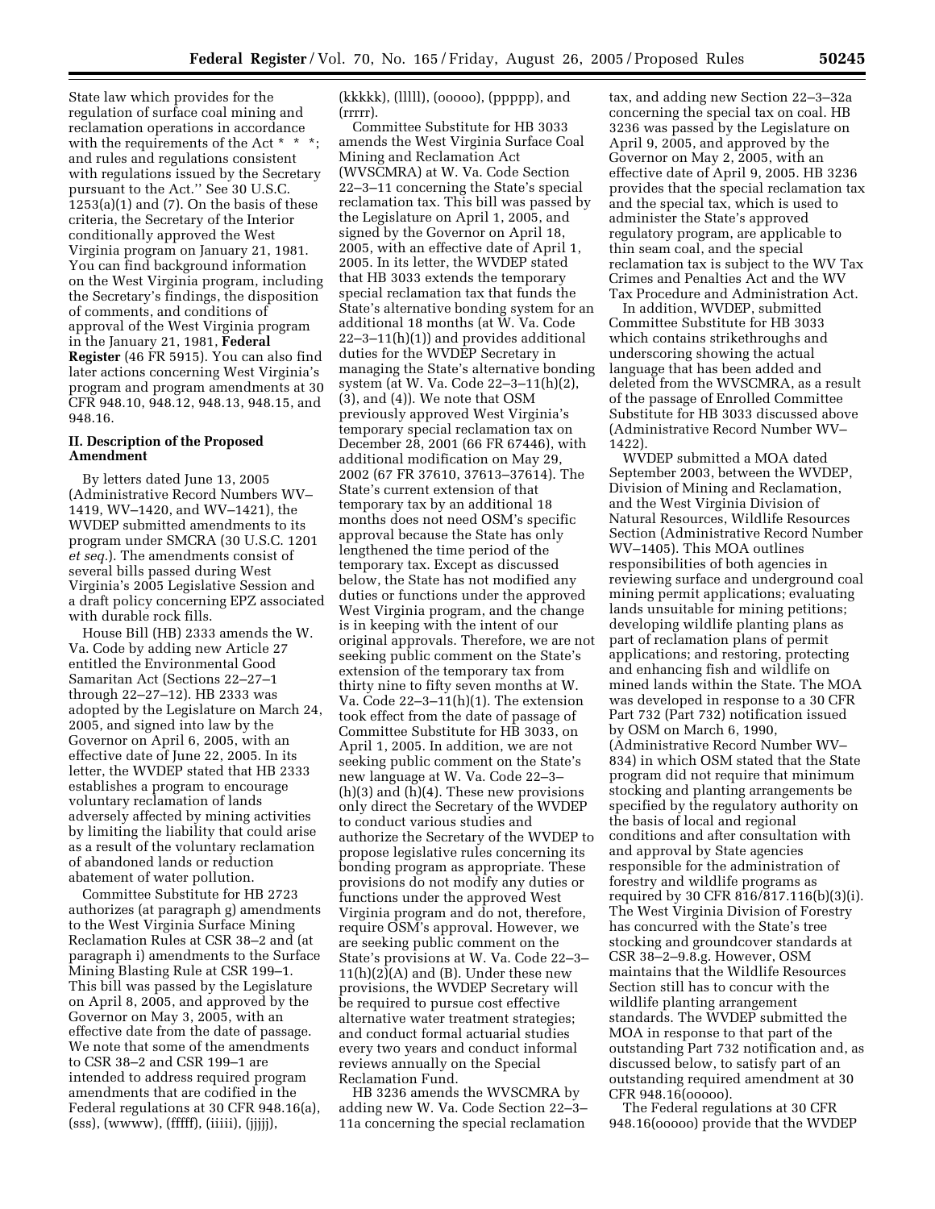State law which provides for the regulation of surface coal mining and reclamation operations in accordance with the requirements of the Act * * *; and rules and regulations consistent with regulations issued by the Secretary pursuant to the Act.'' See 30 U.S.C. 1253(a)(1) and (7). On the basis of these criteria, the Secretary of the Interior conditionally approved the West Virginia program on January 21, 1981. You can find background information on the West Virginia program, including the Secretary's findings, the disposition of comments, and conditions of approval of the West Virginia program in the January 21, 1981, **Federal Register** (46 FR 5915). You can also find later actions concerning West Virginia's program and program amendments at 30 CFR 948.10, 948.12, 948.13, 948.15, and 948.16.

## II. Description of the Proposed Amendment

By letters dated June 13, 2005 (Administrative Record Numbers WV–1419, WV–1420, and WV–1421), the WVDEP submitted amendments to its program under SMCRA (30 U.S.C. 1201 *et seq.*). The amendments consist of several bills passed during West Virginia's 2005 Legislative Session and a draft policy concerning EPZ associated with durable rock fills.

House Bill (HB) 2333 amends the W. Va. Code by adding new Article 27 entitled the Environmental Good Samaritan Act (Sections 22–27–1 through 22–27–12). HB 2333 was adopted by the Legislature on March 24, 2005, and signed into law by the Governor on April 6, 2005, with an effective date of June 22, 2005. In its letter, the WVDEP stated that HB 2333 establishes a program to encourage voluntary reclamation of lands adversely affected by mining activities by limiting the liability that could arise as a result of the voluntary reclamation of abandoned lands or reduction abatement of water pollution.

Committee Substitute for HB 2723 authorizes (at paragraph g) amendments to the West Virginia Surface Mining Reclamation Rules at CSR 38–2 and (at paragraph i) amendments to the Surface Mining Blasting Rule at CSR 199–1. This bill was passed by the Legislature on April 8, 2005, and approved by the Governor on May 3, 2005, with an effective date from the date of passage. We note that some of the amendments to CSR 38–2 and CSR 199–1 are intended to address required program amendments that are codified in the Federal regulations at 30 CFR 948.16(a), (sss), (wwww), (fffff), (iiiii), (jjjjj), (kkkkk), (lllll), (ooooo), (ppppp), and (rrrrr).

Committee Substitute for HB 3033 amends the West Virginia Surface Coal Mining and Reclamation Act (WVSCMRA) at W. Va. Code Section 22–3–11 concerning the State's special reclamation tax. This bill was passed by the Legislature on April 1, 2005, and signed by the Governor on April 18, 2005, with an effective date of April 1, 2005. In its letter, the WVDEP stated that HB 3033 extends the temporary special reclamation tax that funds the State's alternative bonding system for an additional 18 months (at W. Va. Code 22–3–11(h)(1)) and provides additional duties for the WVDEP Secretary in managing the State's alternative bonding system (at W. Va. Code 22–3–11(h)(2), (3), and (4)). We note that OSM previously approved West Virginia's temporary special reclamation tax on December 28, 2001 (66 FR 67446), with additional modification on May 29, 2002 (67 FR 37610, 37613–37614). The State's current extension of that temporary tax by an additional 18 months does not need OSM's specific approval because the State has only lengthened the time period of the temporary tax. Except as discussed below, the State has not modified any duties or functions under the approved West Virginia program, and the change is in keeping with the intent of our original approvals. Therefore, we are not seeking public comment on the State's extension of the temporary tax from thirty nine to fifty seven months at W. Va. Code 22–3–11(h)(1). The extension took effect from the date of passage of Committee Substitute for HB 3033, on April 1, 2005. In addition, we are not seeking public comment on the State's new language at W. Va. Code 22–3–(h)(3) and (h)(4). These new provisions only direct the Secretary of the WVDEP to conduct various studies and authorize the Secretary of the WVDEP to propose legislative rules concerning its bonding program as appropriate. These provisions do not modify any duties or functions under the approved West Virginia program and do not, therefore, require OSM's approval. However, we are seeking public comment on the State's provisions at W. Va. Code 22–3–11(h)(2)(A) and (B). Under these new provisions, the WVDEP Secretary will be required to pursue cost effective alternative water treatment strategies; and conduct formal actuarial studies every two years and conduct informal reviews annually on the Special Reclamation Fund.

HB 3236 amends the WVSCMRA by adding new W. Va. Code Section 22–3–11a concerning the special reclamation tax, and adding new Section 22–3–32a concerning the special tax on coal. HB 3236 was passed by the Legislature on April 9, 2005, and approved by the Governor on May 2, 2005, with an effective date of April 9, 2005. HB 3236 provides that the special reclamation tax and the special tax, which is used to administer the State's approved regulatory program, are applicable to thin seam coal, and the special reclamation tax is subject to the WV Tax Crimes and Penalties Act and the WV Tax Procedure and Administration Act.

In addition, WVDEP, submitted Committee Substitute for HB 3033 which contains strikethroughs and underscoring showing the actual language that has been added and deleted from the WVSCMRA, as a result of the passage of Enrolled Committee Substitute for HB 3033 discussed above (Administrative Record Number WV–1422).

WVDEP submitted a MOA dated September 2003, between the WVDEP, Division of Mining and Reclamation, and the West Virginia Division of Natural Resources, Wildlife Resources Section (Administrative Record Number WV–1405). This MOA outlines responsibilities of both agencies in reviewing surface and underground coal mining permit applications; evaluating lands unsuitable for mining petitions; developing wildlife planting plans as part of reclamation plans of permit applications; and restoring, protecting and enhancing fish and wildlife on mined lands within the State. The MOA was developed in response to a 30 CFR Part 732 (Part 732) notification issued by OSM on March 6, 1990, (Administrative Record Number WV–834) in which OSM stated that the State program did not require that minimum stocking and planting arrangements be specified by the regulatory authority on the basis of local and regional conditions and after consultation with and approval by State agencies responsible for the administration of forestry and wildlife programs as required by 30 CFR 816/817.116(b)(3)(i). The West Virginia Division of Forestry has concurred with the State's tree stocking and groundcover standards at CSR 38–2–9.8.g. However, OSM maintains that the Wildlife Resources Section still has to concur with the wildlife planting arrangement standards. The WVDEP submitted the MOA in response to that part of the outstanding Part 732 notification and, as discussed below, to satisfy part of an outstanding required amendment at 30 CFR 948.16(ooooo).

The Federal regulations at 30 CFR 948.16(ooooo) provide that the WVDEP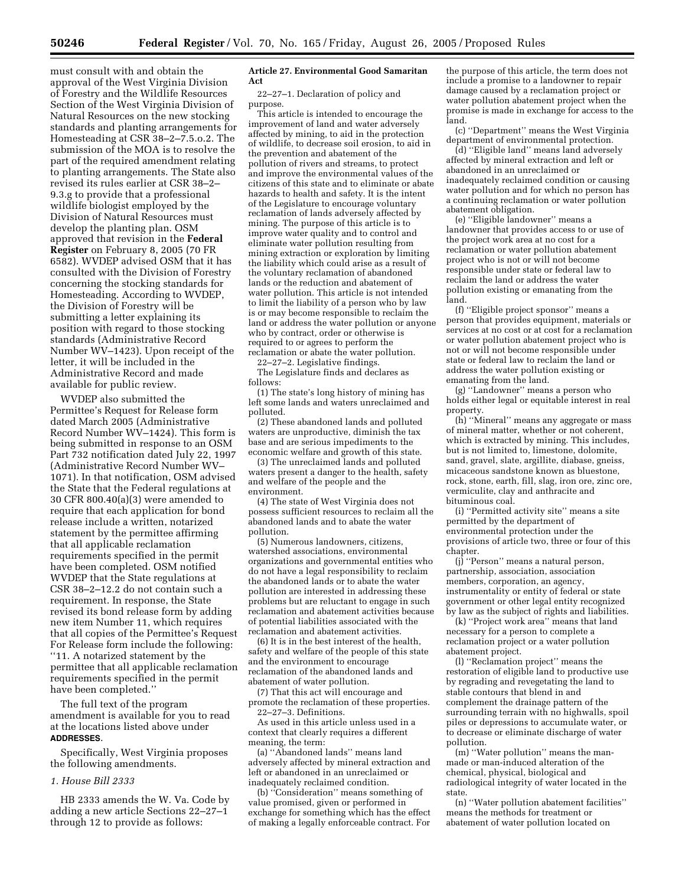must consult with and obtain the approval of the West Virginia Division of Forestry and the Wildlife Resources Section of the West Virginia Division of Natural Resources on the new stocking standards and planting arrangements for Homesteading at CSR 38–2–7.5.o.2. The submission of the MOA is to resolve the part of the required amendment relating to planting arrangements. The State also revised its rules earlier at CSR 38–2–9.3.g to provide that a professional wildlife biologist employed by the Division of Natural Resources must develop the planting plan. OSM approved that revision in the **Federal Register** on February 8, 2005 (70 FR 6582). WVDEP advised OSM that it has consulted with the Division of Forestry concerning the stocking standards for Homesteading. According to WVDEP, the Division of Forestry will be submitting a letter explaining its position with regard to those stocking standards (Administrative Record Number WV–1423). Upon receipt of the letter, it will be included in the Administrative Record and made available for public review.

WVDEP also submitted the Permittee's Request for Release form dated March 2005 (Administrative Record Number WV–1424). This form is being submitted in response to an OSM Part 732 notification dated July 22, 1997 (Administrative Record Number WV–1071). In that notification, OSM advised the State that the Federal regulations at 30 CFR 800.40(a)(3) were amended to require that each application for bond release include a written, notarized statement by the permittee affirming that all applicable reclamation requirements specified in the permit have been completed. OSM notified WVDEP that the State regulations at CSR 38–2–12.2 do not contain such a requirement. In response, the State revised its bond release form by adding new item Number 11, which requires that all copies of the Permittee's Request For Release form include the following: "11. A notarized statement by the permittee that all applicable reclamation requirements specified in the permit have been completed."

The full text of the program amendment is available for you to read at the locations listed above under **ADDRESSES**.

Specifically, West Virginia proposes the following amendments.

*1. House Bill 2333*

HB 2333 amends the W. Va. Code by adding a new article Sections 22–27–1 through 12 to provide as follows:

**Article 27. Environmental Good Samaritan Act**

22–27–1. Declaration of policy and purpose.

This article is intended to encourage the improvement of land and water adversely affected by mining, to aid in the protection of wildlife, to decrease soil erosion, to aid in the prevention and abatement of the pollution of rivers and streams, to protect and improve the environmental values of the citizens of this state and to eliminate or abate hazards to health and safety. It is the intent of the Legislature to encourage voluntary reclamation of lands adversely affected by mining. The purpose of this article is to improve water quality and to control and eliminate water pollution resulting from mining extraction or exploration by limiting the liability which could arise as a result of the voluntary reclamation of abandoned lands or the reduction and abatement of water pollution. This article is not intended to limit the liability of a person who by law is or may become responsible to reclaim the land or address the water pollution or anyone who by contract, order or otherwise is required to or agrees to perform the reclamation or abate the water pollution.

22–27–2. Legislative findings.

The Legislature finds and declares as follows:

(1) The state's long history of mining has left some lands and waters unreclaimed and polluted.

(2) These abandoned lands and polluted waters are unproductive, diminish the tax base and are serious impediments to the economic welfare and growth of this state.

(3) The unreclaimed lands and polluted waters present a danger to the health, safety and welfare of the people and the environment.

(4) The state of West Virginia does not possess sufficient resources to reclaim all the abandoned lands and to abate the water pollution.

(5) Numerous landowners, citizens, watershed associations, environmental organizations and governmental entities who do not have a legal responsibility to reclaim the abandoned lands or to abate the water pollution are interested in addressing these problems but are reluctant to engage in such reclamation and abatement activities because of potential liabilities associated with the reclamation and abatement activities.

(6) It is in the best interest of the health, safety and welfare of the people of this state and the environment to encourage reclamation of the abandoned lands and abatement of water pollution.

(7) That this act will encourage and promote the reclamation of these properties.

22–27–3. Definitions.

As used in this article unless used in a context that clearly requires a different meaning, the term:

(a) "Abandoned lands" means land adversely affected by mineral extraction and left or abandoned in an unreclaimed or inadequately reclaimed condition.

(b) "Consideration" means something of value promised, given or performed in exchange for something which has the effect of making a legally enforceable contract. For the purpose of this article, the term does not include a promise to a landowner to repair damage caused by a reclamation project or water pollution abatement project when the promise is made in exchange for access to the land.

(c) "Department" means the West Virginia department of environmental protection.

(d) "Eligible land" means land adversely affected by mineral extraction and left or abandoned in an unreclaimed or inadequately reclaimed condition or causing water pollution and for which no person has a continuing reclamation or water pollution abatement obligation.

(e) "Eligible landowner" means a landowner that provides access to or use of the project work area at no cost for a reclamation or water pollution abatement project who is not or will not become responsible under state or federal law to reclaim the land or address the water pollution existing or emanating from the land.

(f) "Eligible project sponsor" means a person that provides equipment, materials or services at no cost or at cost for a reclamation or water pollution abatement project who is not or will not become responsible under state or federal law to reclaim the land or address the water pollution existing or emanating from the land.

(g) "Landowner" means a person who holds either legal or equitable interest in real property.

(h) "Mineral" means any aggregate or mass of mineral matter, whether or not coherent, which is extracted by mining. This includes, but is not limited to, limestone, dolomite, sand, gravel, slate, argillite, diabase, gneiss, micaceous sandstone known as bluestone, rock, stone, earth, fill, slag, iron ore, zinc ore, vermiculite, clay and anthracite and bituminous coal.

(i) "Permitted activity site" means a site permitted by the department of environmental protection under the provisions of article two, three or four of this chapter.

(j) "Person" means a natural person, partnership, association, association members, corporation, an agency, instrumentality or entity of federal or state government or other legal entity recognized by law as the subject of rights and liabilities.

(k) "Project work area" means that land necessary for a person to complete a reclamation project or a water pollution abatement project.

(l) "Reclamation project" means the restoration of eligible land to productive use by regrading and revegetating the land to stable contours that blend in and complement the drainage pattern of the surrounding terrain with no highwalls, spoil piles or depressions to accumulate water, or to decrease or eliminate discharge of water pollution.

(m) "Water pollution" means the man-made or man-induced alteration of the chemical, physical, biological and radiological integrity of water located in the state.

(n) "Water pollution abatement facilities" means the methods for treatment or abatement of water pollution located on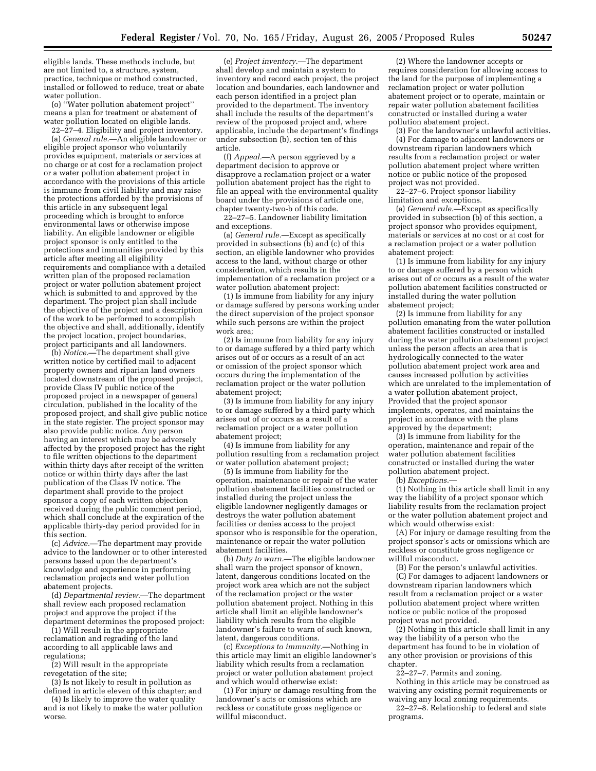eligible lands. These methods include, but are not limited to, a structure, system, practice, technique or method constructed, installed or followed to reduce, treat or abate water pollution.

(o) ''Water pollution abatement project'' means a plan for treatment or abatement of water pollution located on eligible lands.

22–27–4. Eligibility and project inventory.

(a) *General rule.*—An eligible landowner or eligible project sponsor who voluntarily provides equipment, materials or services at no charge or at cost for a reclamation project or a water pollution abatement project in accordance with the provisions of this article is immune from civil liability and may raise the protections afforded by the provisions of this article in any subsequent legal proceeding which is brought to enforce environmental laws or otherwise impose liability. An eligible landowner or eligible project sponsor is only entitled to the protections and immunities provided by this article after meeting all eligibility requirements and compliance with a detailed written plan of the proposed reclamation project or water pollution abatement project which is submitted to and approved by the department. The project plan shall include the objective of the project and a description of the work to be performed to accomplish the objective and shall, additionally, identify the project location, project boundaries, project participants and all landowners.

(b) *Notice.*—The department shall give written notice by certified mail to adjacent property owners and riparian land owners located downstream of the proposed project, provide Class IV public notice of the proposed project in a newspaper of general circulation, published in the locality of the proposed project, and shall give public notice in the state register. The project sponsor may also provide public notice. Any person having an interest which may be adversely affected by the proposed project has the right to file written objections to the department within thirty days after receipt of the written notice or within thirty days after the last publication of the Class IV notice. The department shall provide to the project sponsor a copy of each written objection received during the public comment period, which shall conclude at the expiration of the applicable thirty-day period provided for in this section.

(c) *Advice.*—The department may provide advice to the landowner or to other interested persons based upon the department's knowledge and experience in performing reclamation projects and water pollution abatement projects.

(d) *Departmental review.*—The department shall review each proposed reclamation project and approve the project if the department determines the proposed project:

(1) Will result in the appropriate reclamation and regrading of the land according to all applicable laws and regulations;

(2) Will result in the appropriate revegetation of the site;

(3) Is not likely to result in pollution as defined in article eleven of this chapter; and

(4) Is likely to improve the water quality and is not likely to make the water pollution worse.

(e) *Project inventory.*—The department shall develop and maintain a system to inventory and record each project, the project location and boundaries, each landowner and each person identified in a project plan provided to the department. The inventory shall include the results of the department's review of the proposed project and, where applicable, include the department's findings under subsection (b), section ten of this article.

(f) *Appeal.*—A person aggrieved by a department decision to approve or disapprove a reclamation project or a water pollution abatement project has the right to file an appeal with the environmental quality board under the provisions of article one, chapter twenty-two-b of this code.

22–27–5. Landowner liability limitation and exceptions.

(a) *General rule.*—Except as specifically provided in subsections (b) and (c) of this section, an eligible landowner who provides access to the land, without charge or other consideration, which results in the implementation of a reclamation project or a water pollution abatement project:

(1) Is immune from liability for any injury or damage suffered by persons working under the direct supervision of the project sponsor while such persons are within the project work area;

(2) Is immune from liability for any injury to or damage suffered by a third party which arises out of or occurs as a result of an act or omission of the project sponsor which occurs during the implementation of the reclamation project or the water pollution abatement project;

(3) Is immune from liability for any injury to or damage suffered by a third party which arises out of or occurs as a result of a reclamation project or a water pollution abatement project;

(4) Is immune from liability for any pollution resulting from a reclamation project or water pollution abatement project;

(5) Is immune from liability for the operation, maintenance or repair of the water pollution abatement facilities constructed or installed during the project unless the eligible landowner negligently damages or destroys the water pollution abatement facilities or denies access to the project sponsor who is responsible for the operation, maintenance or repair the water pollution abatement facilities.

(b) *Duty to warn.*—The eligible landowner shall warn the project sponsor of known, latent, dangerous conditions located on the project work area which are not the subject of the reclamation project or the water pollution abatement project. Nothing in this article shall limit an eligible landowner's liability which results from the eligible landowner's failure to warn of such known, latent, dangerous conditions.

(c) *Exceptions to immunity.*—Nothing in this article may limit an eligible landowner's liability which results from a reclamation project or water pollution abatement project and which would otherwise exist:

(1) For injury or damage resulting from the landowner's acts or omissions which are reckless or constitute gross negligence or willful misconduct.

(2) Where the landowner accepts or requires consideration for allowing access to the land for the purpose of implementing a reclamation project or water pollution abatement project or to operate, maintain or repair water pollution abatement facilities constructed or installed during a water pollution abatement project.

(3) For the landowner's unlawful activities.

(4) For damage to adjacent landowners or downstream riparian landowners which results from a reclamation project or water pollution abatement project where written notice or public notice of the proposed project was not provided.

22–27–6. Project sponsor liability limitation and exceptions.

(a) *General rule.*—Except as specifically provided in subsection (b) of this section, a project sponsor who provides equipment, materials or services at no cost or at cost for a reclamation project or a water pollution abatement project:

(1) Is immune from liability for any injury to or damage suffered by a person which arises out of or occurs as a result of the water pollution abatement facilities constructed or installed during the water pollution abatement project;

(2) Is immune from liability for any pollution emanating from the water pollution abatement facilities constructed or installed during the water pollution abatement project unless the person affects an area that is hydrologically connected to the water pollution abatement project work area and causes increased pollution by activities which are unrelated to the implementation of a water pollution abatement project, Provided that the project sponsor implements, operates, and maintains the project in accordance with the plans approved by the department;

(3) Is immune from liability for the operation, maintenance and repair of the water pollution abatement facilities constructed or installed during the water pollution abatement project.

(b) *Exceptions.*—

(1) Nothing in this article shall limit in any way the liability of a project sponsor which liability results from the reclamation project or the water pollution abatement project and which would otherwise exist:

(A) For injury or damage resulting from the project sponsor's acts or omissions which are reckless or constitute gross negligence or willful misconduct.

(B) For the person's unlawful activities.

(C) For damages to adjacent landowners or downstream riparian landowners which result from a reclamation project or a water pollution abatement project where written notice or public notice of the proposed project was not provided.

(2) Nothing in this article shall limit in any way the liability of a person who the department has found to be in violation of any other provision or provisions of this chapter.

22–27–7. Permits and zoning.

Nothing in this article may be construed as waiving any existing permit requirements or waiving any local zoning requirements.

22–27–8. Relationship to federal and state programs.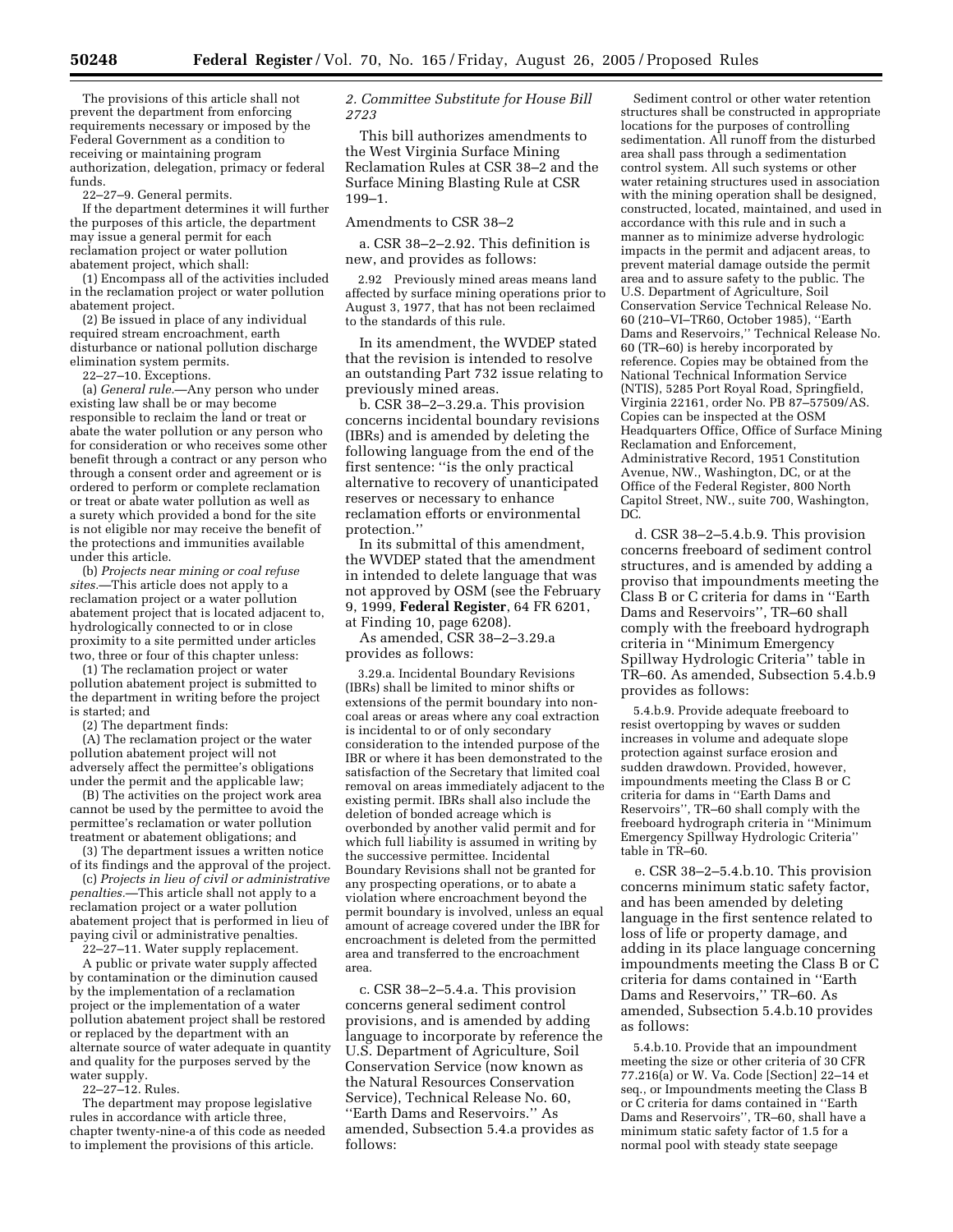The provisions of this article shall not prevent the department from enforcing requirements necessary or imposed by the Federal Government as a condition to receiving or maintaining program authorization, delegation, primacy or federal funds.

22–27–9. General permits.

If the department determines it will further the purposes of this article, the department may issue a general permit for each reclamation project or water pollution abatement project, which shall:

(1) Encompass all of the activities included in the reclamation project or water pollution abatement project.

(2) Be issued in place of any individual required stream encroachment, earth disturbance or national pollution discharge elimination system permits.

22–27–10. Exceptions.

(a) *General rule.*—Any person who under existing law shall be or may become responsible to reclaim the land or treat or abate the water pollution or any person who for consideration or who receives some other benefit through a contract or any person who through a consent order and agreement or is ordered to perform or complete reclamation or treat or abate water pollution as well as a surety which provided a bond for the site is not eligible nor may receive the benefit of the protections and immunities available under this article.

(b) *Projects near mining or coal refuse sites.*—This article does not apply to a reclamation project or a water pollution abatement project that is located adjacent to, hydrologically connected to or in close proximity to a site permitted under articles two, three or four of this chapter unless:

(1) The reclamation project or water pollution abatement project is submitted to the department in writing before the project is started; and

(2) The department finds:

(A) The reclamation project or the water pollution abatement project will not adversely affect the permittee's obligations under the permit and the applicable law;

(B) The activities on the project work area cannot be used by the permittee to avoid the permittee's reclamation or water pollution treatment or abatement obligations; and

(3) The department issues a written notice of its findings and the approval of the project.

(c) *Projects in lieu of civil or administrative penalties.*—This article shall not apply to a reclamation project or a water pollution abatement project that is performed in lieu of paying civil or administrative penalties.

22–27–11. Water supply replacement.

A public or private water supply affected by contamination or the diminution caused by the implementation of a reclamation project or the implementation of a water pollution abatement project shall be restored or replaced by the department with an alternate source of water adequate in quantity and quality for the purposes served by the water supply.

22–27–12. Rules.

The department may propose legislative rules in accordance with article three, chapter twenty-nine-a of this code as needed to implement the provisions of this article.

*2. Committee Substitute for House Bill 2723*

This bill authorizes amendments to the West Virginia Surface Mining Reclamation Rules at CSR 38–2 and the Surface Mining Blasting Rule at CSR 199–1.

Amendments to CSR 38–2

a. CSR 38–2–2.92. This definition is new, and provides as follows:

> 2.92 Previously mined areas means land affected by surface mining operations prior to August 3, 1977, that has not been reclaimed to the standards of this rule.

In its amendment, the WVDEP stated that the revision is intended to resolve an outstanding Part 732 issue relating to previously mined areas.

b. CSR 38–2–3.29.a. This provision concerns incidental boundary revisions (IBRs) and is amended by deleting the following language from the end of the first sentence: ''is the only practical alternative to recovery of unanticipated reserves or necessary to enhance reclamation efforts or environmental protection.''

In its submittal of this amendment, the WVDEP stated that the amendment in intended to delete language that was not approved by OSM (see the February 9, 1999, **Federal Register**, 64 FR 6201, at Finding 10, page 6208).

As amended, CSR 38–2–3.29.a provides as follows:

> 3.29.a. Incidental Boundary Revisions (IBRs) shall be limited to minor shifts or extensions of the permit boundary into non-coal areas or areas where any coal extraction is incidental to or of only secondary consideration to the intended purpose of the IBR or where it has been demonstrated to the satisfaction of the Secretary that limited coal removal on areas immediately adjacent to the existing permit. IBRs shall also include the deletion of bonded acreage which is overbonded by another valid permit and for which full liability is assumed in writing by the successive permittee. Incidental Boundary Revisions shall not be granted for any prospecting operations, or to abate a violation where encroachment beyond the permit boundary is involved, unless an equal amount of acreage covered under the IBR for encroachment is deleted from the permitted area and transferred to the encroachment area.

c. CSR 38–2–5.4.a. This provision concerns general sediment control provisions, and is amended by adding language to incorporate by reference the U.S. Department of Agriculture, Soil Conservation Service (now known as the Natural Resources Conservation Service), Technical Release No. 60, ''Earth Dams and Reservoirs.'' As amended, Subsection 5.4.a provides as follows:

> Sediment control or other water retention structures shall be constructed in appropriate locations for the purposes of controlling sedimentation. All runoff from the disturbed area shall pass through a sedimentation control system. All such systems or other water retaining structures used in association with the mining operation shall be designed, constructed, located, maintained, and used in accordance with this rule and in such a manner as to minimize adverse hydrologic impacts in the permit and adjacent areas, to prevent material damage outside the permit area and to assure safety to the public. The U.S. Department of Agriculture, Soil Conservation Service Technical Release No. 60 (210–VI–TR60, October 1985), ''Earth Dams and Reservoirs,'' Technical Release No. 60 (TR–60) is hereby incorporated by reference. Copies may be obtained from the National Technical Information Service (NTIS), 5285 Port Royal Road, Springfield, Virginia 22161, order No. PB 87–57509/AS. Copies can be inspected at the OSM Headquarters Office, Office of Surface Mining Reclamation and Enforcement, Administrative Record, 1951 Constitution Avenue, NW., Washington, DC, or at the Office of the Federal Register, 800 North Capitol Street, NW., suite 700, Washington, DC.

d. CSR 38–2–5.4.b.9. This provision concerns freeboard of sediment control structures, and is amended by adding a proviso that impoundments meeting the Class B or C criteria for dams in ''Earth Dams and Reservoirs'', TR–60 shall comply with the freeboard hydrograph criteria in ''Minimum Emergency Spillway Hydrologic Criteria'' table in TR–60. As amended, Subsection 5.4.b.9 provides as follows:

> 5.4.b.9. Provide adequate freeboard to resist overtopping by waves or sudden increases in volume and adequate slope protection against surface erosion and sudden drawdown. Provided, however, impoundments meeting the Class B or C criteria for dams in ''Earth Dams and Reservoirs'', TR–60 shall comply with the freeboard hydrograph criteria in ''Minimum Emergency Spillway Hydrologic Criteria'' table in TR–60.

e. CSR 38–2–5.4.b.10. This provision concerns minimum static safety factor, and has been amended by deleting language in the first sentence related to loss of life or property damage, and adding in its place language concerning impoundments meeting the Class B or C criteria for dams contained in ''Earth Dams and Reservoirs,'' TR–60. As amended, Subsection 5.4.b.10 provides as follows:

> 5.4.b.10. Provide that an impoundment meeting the size or other criteria of 30 CFR 77.216(a) or W. Va. Code [Section] 22–14 et seq., or Impoundments meeting the Class B or C criteria for dams contained in ''Earth Dams and Reservoirs'', TR–60, shall have a minimum static safety factor of 1.5 for a normal pool with steady state seepage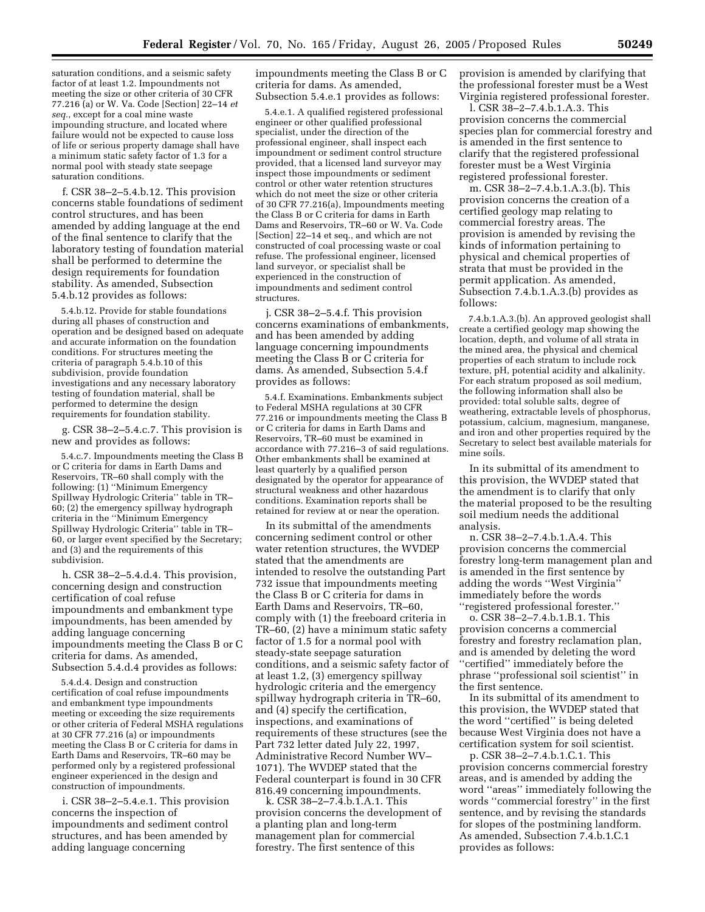saturation conditions, and a seismic safety factor of at least 1.2. Impoundments not meeting the size or other criteria of 30 CFR 77.216 (a) or W. Va. Code [Section] 22–14 *et seq.*, except for a coal mine waste impounding structure, and located where failure would not be expected to cause loss of life or serious property damage shall have a minimum static safety factor of 1.3 for a normal pool with steady state seepage saturation conditions.

f. CSR 38–2–5.4.b.12. This provision concerns stable foundations of sediment control structures, and has been amended by adding language at the end of the final sentence to clarify that the laboratory testing of foundation material shall be performed to determine the design requirements for foundation stability. As amended, Subsection 5.4.b.12 provides as follows:

> 5.4.b.12. Provide for stable foundations during all phases of construction and operation and be designed based on adequate and accurate information on the foundation conditions. For structures meeting the criteria of paragraph 5.4.b.10 of this subdivision, provide foundation investigations and any necessary laboratory testing of foundation material, shall be performed to determine the design requirements for foundation stability.

g. CSR 38–2–5.4.c.7. This provision is new and provides as follows:

> 5.4.c.7. Impoundments meeting the Class B or C criteria for dams in Earth Dams and Reservoirs, TR–60 shall comply with the following: (1) ''Minimum Emergency Spillway Hydrologic Criteria'' table in TR–60; (2) the emergency spillway hydrograph criteria in the ''Minimum Emergency Spillway Hydrologic Criteria'' table in TR–60, or larger event specified by the Secretary; and (3) and the requirements of this subdivision.

h. CSR 38–2–5.4.d.4. This provision, concerning design and construction certification of coal refuse impoundments and embankment type impoundments, has been amended by adding language concerning impoundments meeting the Class B or C criteria for dams. As amended, Subsection 5.4.d.4 provides as follows:

> 5.4.d.4. Design and construction certification of coal refuse impoundments and embankment type impoundments meeting or exceeding the size requirements or other criteria of Federal MSHA regulations at 30 CFR 77.216 (a) or impoundments meeting the Class B or C criteria for dams in Earth Dams and Reservoirs, TR–60 may be performed only by a registered professional engineer experienced in the design and construction of impoundments.

i. CSR 38–2–5.4.e.1. This provision concerns the inspection of impoundments and sediment control structures, and has been amended by adding language concerning impoundments meeting the Class B or C criteria for dams. As amended, Subsection 5.4.e.1 provides as follows:

> 5.4.e.1. A qualified registered professional engineer or other qualified professional specialist, under the direction of the professional engineer, shall inspect each impoundment or sediment control structure provided, that a licensed land surveyor may inspect those impoundments or sediment control or other water retention structures which do not meet the size or other criteria of 30 CFR 77.216(a), Impoundments meeting the Class B or C criteria for dams in Earth Dams and Reservoirs, TR–60 or W. Va. Code [Section] 22–14 et seq., and which are not constructed of coal processing waste or coal refuse. The professional engineer, licensed land surveyor, or specialist shall be experienced in the construction of impoundments and sediment control structures.

j. CSR 38–2–5.4.f. This provision concerns examinations of embankments, and has been amended by adding language concerning impoundments meeting the Class B or C criteria for dams. As amended, Subsection 5.4.f provides as follows:

> 5.4.f. Examinations. Embankments subject to Federal MSHA regulations at 30 CFR 77.216 or impoundments meeting the Class B or C criteria for dams in Earth Dams and Reservoirs, TR–60 must be examined in accordance with 77.216–3 of said regulations. Other embankments shall be examined at least quarterly by a qualified person designated by the operator for appearance of structural weakness and other hazardous conditions. Examination reports shall be retained for review at or near the operation.

In its submittal of the amendments concerning sediment control or other water retention structures, the WVDEP stated that the amendments are intended to resolve the outstanding Part 732 issue that impoundments meeting the Class B or C criteria for dams in Earth Dams and Reservoirs, TR–60, comply with (1) the freeboard criteria in TR–60, (2) have a minimum static safety factor of 1.5 for a normal pool with steady-state seepage saturation conditions, and a seismic safety factor of at least 1.2, (3) emergency spillway hydrologic criteria and the emergency spillway hydrograph criteria in TR–60, and (4) specify the certification, inspections, and examinations of requirements of these structures (see the Part 732 letter dated July 22, 1997, Administrative Record Number WV–1071). The WVDEP stated that the Federal counterpart is found in 30 CFR 816.49 concerning impoundments.

k. CSR 38–2–7.4.b.1.A.1. This provision concerns the development of a planting plan and long-term management plan for commercial forestry. The first sentence of this provision is amended by clarifying that the professional forester must be a West Virginia registered professional forester.

l. CSR 38–2–7.4.b.1.A.3. This provision concerns the commercial species plan for commercial forestry and is amended in the first sentence to clarify that the registered professional forester must be a West Virginia registered professional forester.

m. CSR 38–2–7.4.b.1.A.3.(b). This provision concerns the creation of a certified geology map relating to commercial forestry areas. The provision is amended by revising the kinds of information pertaining to physical and chemical properties of strata that must be provided in the permit application. As amended, Subsection 7.4.b.1.A.3.(b) provides as follows:

> 7.4.b.1.A.3.(b). An approved geologist shall create a certified geology map showing the location, depth, and volume of all strata in the mined area, the physical and chemical properties of each stratum to include rock texture, pH, potential acidity and alkalinity. For each stratum proposed as soil medium, the following information shall also be provided: total soluble salts, degree of weathering, extractable levels of phosphorus, potassium, calcium, magnesium, manganese, and iron and other properties required by the Secretary to select best available materials for mine soils.

In its submittal of its amendment to this provision, the WVDEP stated that the amendment is to clarify that only the material proposed to be the resulting soil medium needs the additional analysis.

n. CSR 38–2–7.4.b.1.A.4. This provision concerns the commercial forestry long-term management plan and is amended in the first sentence by adding the words ''West Virginia'' immediately before the words ''registered professional forester.''

o. CSR 38–2–7.4.b.1.B.1. This provision concerns a commercial forestry and forestry reclamation plan, and is amended by deleting the word ''certified'' immediately before the phrase ''professional soil scientist'' in the first sentence.

In its submittal of its amendment to this provision, the WVDEP stated that the word ''certified'' is being deleted because West Virginia does not have a certification system for soil scientist.

p. CSR 38–2–7.4.b.1.C.1. This provision concerns commercial forestry areas, and is amended by adding the word ''areas'' immediately following the words ''commercial forestry'' in the first sentence, and by revising the standards for slopes of the postmining landform. As amended, Subsection 7.4.b.1.C.1 provides as follows: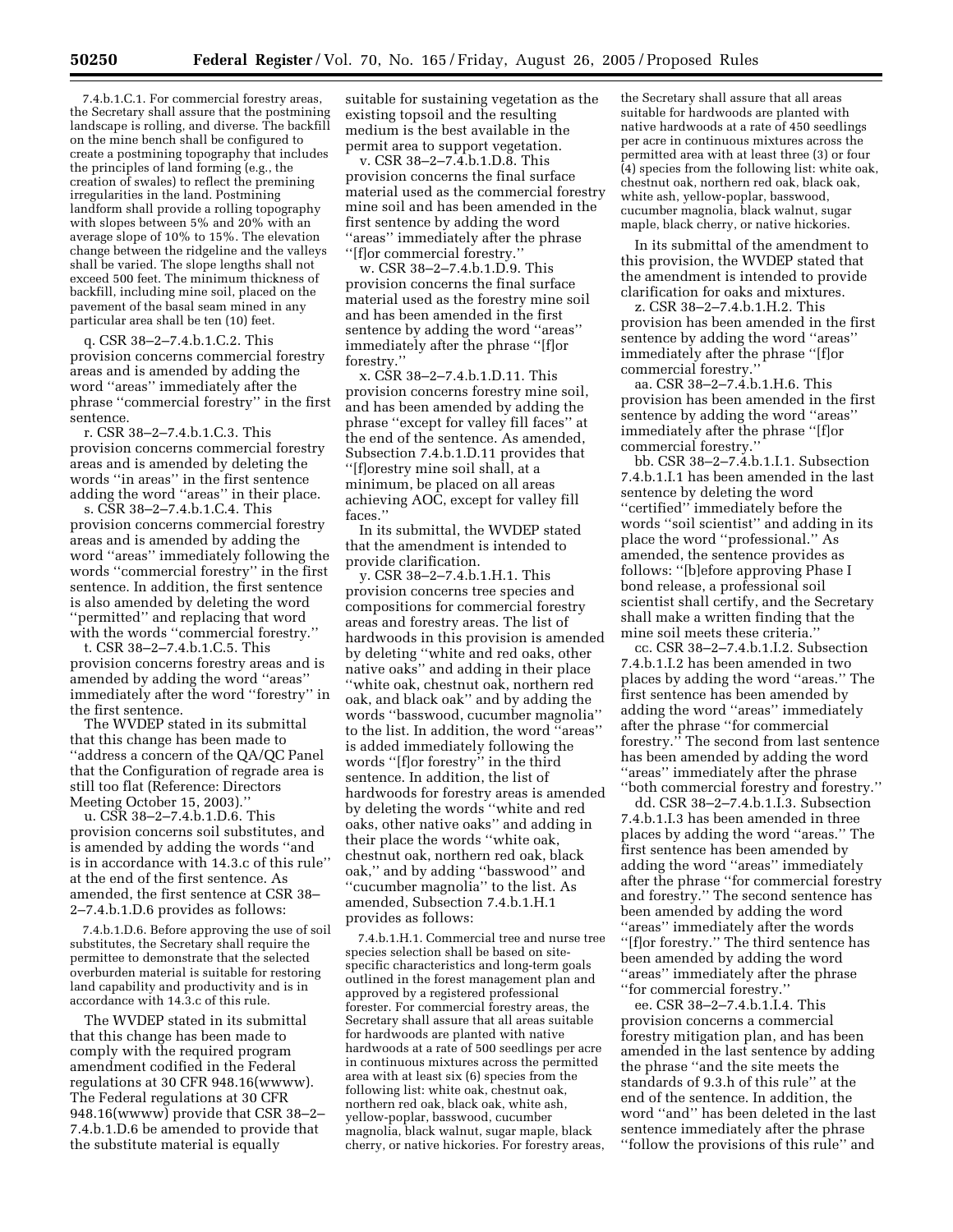7.4.b.1.C.1. For commercial forestry areas, the Secretary shall assure that the postmining landscape is rolling, and diverse. The backfill on the mine bench shall be configured to create a postmining topography that includes the principles of land forming (e.g., the creation of swales) to reflect the premining irregularities in the land. Postmining landform shall provide a rolling topography with slopes between 5% and 20% with an average slope of 10% to 15%. The elevation change between the ridgeline and the valleys shall be varied. The slope lengths shall not exceed 500 feet. The minimum thickness of backfill, including mine soil, placed on the pavement of the basal seam mined in any particular area shall be ten (10) feet.

q. CSR 38–2–7.4.b.1.C.2. This provision concerns commercial forestry areas and is amended by adding the word ''areas'' immediately after the phrase ''commercial forestry'' in the first sentence.

r. CSR 38–2–7.4.b.1.C.3. This provision concerns commercial forestry areas and is amended by deleting the words ''in areas'' in the first sentence adding the word ''areas'' in their place.

s. CSR 38–2–7.4.b.1.C.4. This provision concerns commercial forestry areas and is amended by adding the word ''areas'' immediately following the words ''commercial forestry'' in the first sentence. In addition, the first sentence is also amended by deleting the word ''permitted'' and replacing that word with the words ''commercial forestry.''

t. CSR 38–2–7.4.b.1.C.5. This provision concerns forestry areas and is amended by adding the word ''areas'' immediately after the word ''forestry'' in the first sentence.

The WVDEP stated in its submittal that this change has been made to ''address a concern of the QA/QC Panel that the Configuration of regrade area is still too flat (Reference: Directors Meeting October 15, 2003).''

u. CSR 38–2–7.4.b.1.D.6. This provision concerns soil substitutes, and is amended by adding the words ''and is in accordance with 14.3.c of this rule'' at the end of the first sentence. As amended, the first sentence at CSR 38–2–7.4.b.1.D.6 provides as follows:

7.4.b.1.D.6. Before approving the use of soil substitutes, the Secretary shall require the permittee to demonstrate that the selected overburden material is suitable for restoring land capability and productivity and is in accordance with 14.3.c of this rule.

The WVDEP stated in its submittal that this change has been made to comply with the required program amendment codified in the Federal regulations at 30 CFR 948.16(wwww). The Federal regulations at 30 CFR 948.16(wwww) provide that CSR 38–2–7.4.b.1.D.6 be amended to provide that the substitute material is equally suitable for sustaining vegetation as the existing topsoil and the resulting medium is the best available in the permit area to support vegetation.

v. CSR 38–2–7.4.b.1.D.8. This provision concerns the final surface material used as the commercial forestry mine soil and has been amended in the first sentence by adding the word ''areas'' immediately after the phrase ''[f]or commercial forestry.''

w. CSR 38–2–7.4.b.1.D.9. This provision concerns the final surface material used as the forestry mine soil and has been amended in the first sentence by adding the word ''areas'' immediately after the phrase ''[f]or forestry.''

x. CSR 38–2–7.4.b.1.D.11. This provision concerns forestry mine soil, and has been amended by adding the phrase ''except for valley fill faces'' at the end of the sentence. As amended, Subsection 7.4.b.1.D.11 provides that ''[f]orestry mine soil shall, at a minimum, be placed on all areas achieving AOC, except for valley fill faces.''

In its submittal, the WVDEP stated that the amendment is intended to provide clarification.

y. CSR 38–2–7.4.b.1.H.1. This provision concerns tree species and compositions for commercial forestry areas and forestry areas. The list of hardwoods in this provision is amended by deleting ''white and red oaks, other native oaks'' and adding in their place ''white oak, chestnut oak, northern red oak, and black oak'' and by adding the words ''basswood, cucumber magnolia'' to the list. In addition, the word ''areas'' is added immediately following the words ''[f]or forestry'' in the third sentence. In addition, the list of hardwoods for forestry areas is amended by deleting the words ''white and red oaks, other native oaks'' and adding in their place the words ''white oak, chestnut oak, northern red oak, black oak,'' and by adding ''basswood'' and ''cucumber magnolia'' to the list. As amended, Subsection 7.4.b.1.H.1 provides as follows:

7.4.b.1.H.1. Commercial tree and nurse tree species selection shall be based on site-specific characteristics and long-term goals outlined in the forest management plan and approved by a registered professional forester. For commercial forestry areas, the Secretary shall assure that all areas suitable for hardwoods are planted with native hardwoods at a rate of 500 seedlings per acre in continuous mixtures across the permitted area with at least six (6) species from the following list: white oak, chestnut oak, northern red oak, black oak, white ash, yellow-poplar, basswood, cucumber magnolia, black walnut, sugar maple, black cherry, or native hickories. For forestry areas, the Secretary shall assure that all areas suitable for hardwoods are planted with native hardwoods at a rate of 450 seedlings per acre in continuous mixtures across the permitted area with at least three (3) or four (4) species from the following list: white oak, chestnut oak, northern red oak, black oak, white ash, yellow-poplar, basswood, cucumber magnolia, black walnut, sugar maple, black cherry, or native hickories.

In its submittal of the amendment to this provision, the WVDEP stated that the amendment is intended to provide clarification for oaks and mixtures.

z. CSR 38–2–7.4.b.1.H.2. This provision has been amended in the first sentence by adding the word ''areas'' immediately after the phrase ''[f]or commercial forestry.''

aa. CSR 38–2–7.4.b.1.H.6. This provision has been amended in the first sentence by adding the word ''areas'' immediately after the phrase ''[f]or commercial forestry.''

bb. CSR 38–2–7.4.b.1.I.1. Subsection 7.4.b.1.I.1 has been amended in the last sentence by deleting the word ''certified'' immediately before the words ''soil scientist'' and adding in its place the word ''professional.'' As amended, the sentence provides as follows: ''[b]efore approving Phase I bond release, a professional soil scientist shall certify, and the Secretary shall make a written finding that the mine soil meets these criteria.''

cc. CSR 38–2–7.4.b.1.I.2. Subsection 7.4.b.1.I.2 has been amended in two places by adding the word ''areas.'' The first sentence has been amended by adding the word ''areas'' immediately after the phrase ''for commercial forestry.'' The second from last sentence has been amended by adding the word ''areas'' immediately after the phrase ''both commercial forestry and forestry.''

dd. CSR 38–2–7.4.b.1.I.3. Subsection 7.4.b.1.I.3 has been amended in three places by adding the word ''areas.'' The first sentence has been amended by adding the word ''areas'' immediately after the phrase ''for commercial forestry and forestry.'' The second sentence has been amended by adding the word ''areas'' immediately after the words ''[f]or forestry.'' The third sentence has been amended by adding the word ''areas'' immediately after the phrase ''for commercial forestry.''

ee. CSR 38–2–7.4.b.1.I.4. This provision concerns a commercial forestry mitigation plan, and has been amended in the last sentence by adding the phrase ''and the site meets the standards of 9.3.h of this rule'' at the end of the sentence. In addition, the word ''and'' has been deleted in the last sentence immediately after the phrase ''follow the provisions of this rule'' and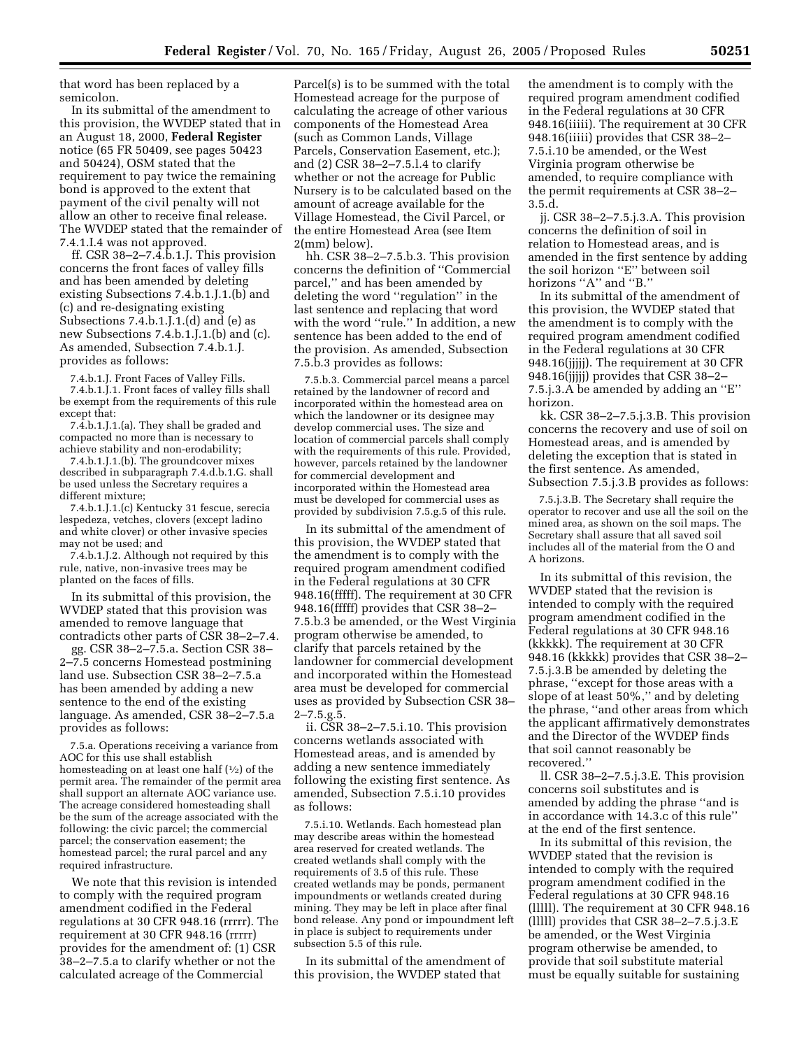that word has been replaced by a semicolon.

In its submittal of the amendment to this provision, the WVDEP stated that in an August 18, 2000, **Federal Register** notice (65 FR 50409, see pages 50423 and 50424), OSM stated that the requirement to pay twice the remaining bond is approved to the extent that payment of the civil penalty will not allow an other to receive final release. The WVDEP stated that the remainder of 7.4.1.I.4 was not approved.

ff. CSR 38–2–7.4.b.1.J. This provision concerns the front faces of valley fills and has been amended by deleting existing Subsections 7.4.b.1.J.1.(b) and (c) and re-designating existing Subsections 7.4.b.1.J.1.(d) and (e) as new Subsections 7.4.b.1.J.1.(b) and (c). As amended, Subsection 7.4.b.1.J. provides as follows:

7.4.b.1.J. Front Faces of Valley Fills.

7.4.b.1.J.1. Front faces of valley fills shall be exempt from the requirements of this rule except that:

7.4.b.1.J.1.(a). They shall be graded and compacted no more than is necessary to achieve stability and non-erodability;

7.4.b.1.J.1.(b). The groundcover mixes described in subparagraph 7.4.d.b.1.G. shall be used unless the Secretary requires a different mixture;

7.4.b.1.J.1.(c) Kentucky 31 fescue, serecia lespedeza, vetches, clovers (except ladino and white clover) or other invasive species may not be used; and

7.4.b.1.J.2. Although not required by this rule, native, non-invasive trees may be planted on the faces of fills.

In its submittal of this provision, the WVDEP stated that this provision was amended to remove language that contradicts other parts of CSR 38–2–7.4.

gg. CSR 38–2–7.5.a. Section CSR 38–2–7.5 concerns Homestead postmining land use. Subsection CSR 38–2–7.5.a has been amended by adding a new sentence to the end of the existing language. As amended, CSR 38–2–7.5.a provides as follows:

7.5.a. Operations receiving a variance from AOC for this use shall establish homesteading on at least one half (½) of the permit area. The remainder of the permit area shall support an alternate AOC variance use. The acreage considered homesteading shall be the sum of the acreage associated with the following: the civic parcel; the commercial parcel; the conservation easement; the homestead parcel; the rural parcel and any required infrastructure.

We note that this revision is intended to comply with the required program amendment codified in the Federal regulations at 30 CFR 948.16 (rrrrr). The requirement at 30 CFR 948.16 (rrrrr) provides for the amendment of: (1) CSR 38–2–7.5.a to clarify whether or not the calculated acreage of the Commercial Parcel(s) is to be summed with the total Homestead acreage for the purpose of calculating the acreage of other various components of the Homestead Area (such as Common Lands, Village Parcels, Conservation Easement, etc.); and (2) CSR 38–2–7.5.l.4 to clarify whether or not the acreage for Public Nursery is to be calculated based on the amount of acreage available for the Village Homestead, the Civil Parcel, or the entire Homestead Area (see Item 2(mm) below).

hh. CSR 38–2–7.5.b.3. This provision concerns the definition of ''Commercial parcel,'' and has been amended by deleting the word ''regulation'' in the last sentence and replacing that word with the word ''rule.'' In addition, a new sentence has been added to the end of the provision. As amended, Subsection 7.5.b.3 provides as follows:

7.5.b.3. Commercial parcel means a parcel retained by the landowner of record and incorporated within the homestead area on which the landowner or its designee may develop commercial uses. The size and location of commercial parcels shall comply with the requirements of this rule. Provided, however, parcels retained by the landowner for commercial development and incorporated within the Homestead area must be developed for commercial uses as provided by subdivision 7.5.g.5 of this rule.

In its submittal of the amendment of this provision, the WVDEP stated that the amendment is to comply with the required program amendment codified in the Federal regulations at 30 CFR 948.16(fffff). The requirement at 30 CFR 948.16(fffff) provides that CSR 38–2–7.5.b.3 be amended, or the West Virginia program otherwise be amended, to clarify that parcels retained by the landowner for commercial development and incorporated within the Homestead area must be developed for commercial uses as provided by Subsection CSR 38–2–7.5.g.5.

ii. CSR 38–2–7.5.i.10. This provision concerns wetlands associated with Homestead areas, and is amended by adding a new sentence immediately following the existing first sentence. As amended, Subsection 7.5.i.10 provides as follows:

7.5.i.10. Wetlands. Each homestead plan may describe areas within the homestead area reserved for created wetlands. The created wetlands shall comply with the requirements of 3.5 of this rule. These created wetlands may be ponds, permanent impoundments or wetlands created during mining. They may be left in place after final bond release. Any pond or impoundment left in place is subject to requirements under subsection 5.5 of this rule.

In its submittal of the amendment of this provision, the WVDEP stated that the amendment is to comply with the required program amendment codified in the Federal regulations at 30 CFR 948.16(iiiii). The requirement at 30 CFR 948.16(iiiii) provides that CSR 38–2–7.5.i.10 be amended, or the West Virginia program otherwise be amended, to require compliance with the permit requirements at CSR 38–2–3.5.d.

jj. CSR 38–2–7.5.j.3.A. This provision concerns the definition of soil in relation to Homestead areas, and is amended in the first sentence by adding the soil horizon ''E'' between soil horizons ''A'' and ''B.''

In its submittal of the amendment of this provision, the WVDEP stated that the amendment is to comply with the required program amendment codified in the Federal regulations at 30 CFR 948.16(jjjjj). The requirement at 30 CFR 948.16(jjjjj) provides that CSR 38–2–7.5.j.3.A be amended by adding an ''E'' horizon.

kk. CSR 38–2–7.5.j.3.B. This provision concerns the recovery and use of soil on Homestead areas, and is amended by deleting the exception that is stated in the first sentence. As amended, Subsection 7.5.j.3.B provides as follows:

7.5.j.3.B. The Secretary shall require the operator to recover and use all the soil on the mined area, as shown on the soil maps. The Secretary shall assure that all saved soil includes all of the material from the O and A horizons.

In its submittal of this revision, the WVDEP stated that the revision is intended to comply with the required program amendment codified in the Federal regulations at 30 CFR 948.16 (kkkkk). The requirement at 30 CFR 948.16 (kkkkk) provides that CSR 38–2–7.5.j.3.B be amended by deleting the phrase, ''except for those areas with a slope of at least 50%,'' and by deleting the phrase, ''and other areas from which the applicant affirmatively demonstrates and the Director of the WVDEP finds that soil cannot reasonably be recovered.''

ll. CSR 38–2–7.5.j.3.E. This provision concerns soil substitutes and is amended by adding the phrase ''and is in accordance with 14.3.c of this rule'' at the end of the first sentence.

In its submittal of this revision, the WVDEP stated that the revision is intended to comply with the required program amendment codified in the Federal regulations at 30 CFR 948.16 (lllll). The requirement at 30 CFR 948.16 (lllll) provides that CSR 38–2–7.5.j.3.E be amended, or the West Virginia program otherwise be amended, to provide that soil substitute material must be equally suitable for sustaining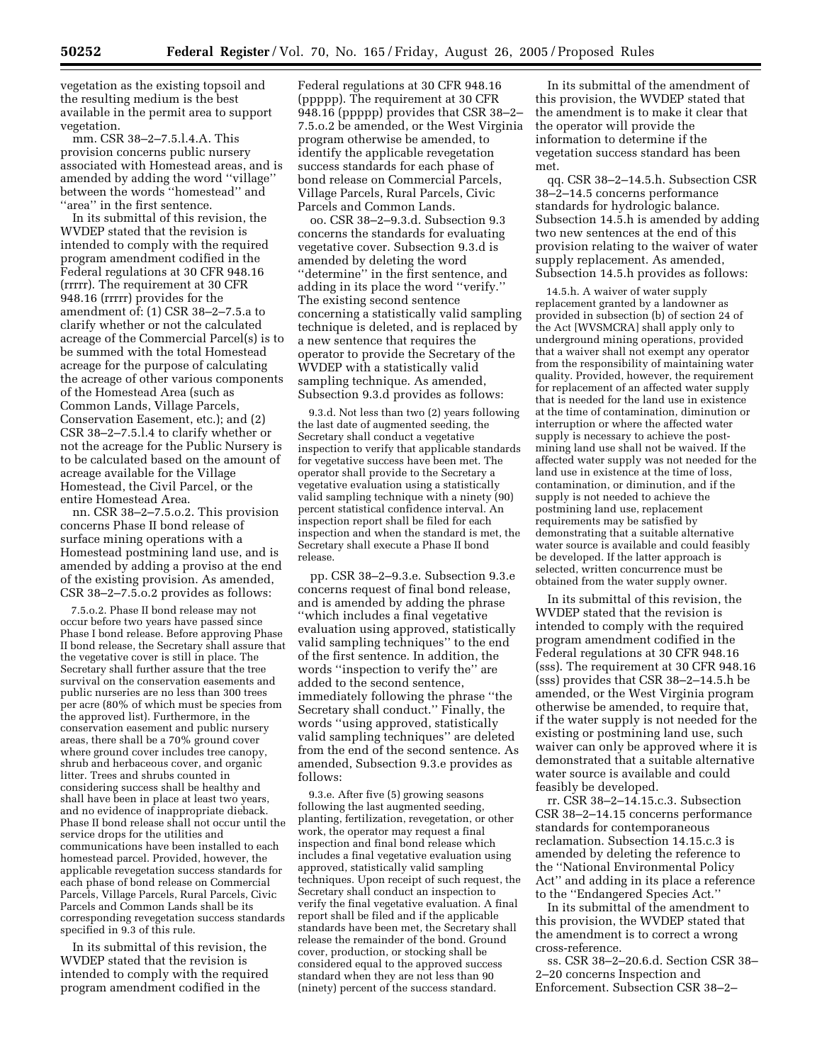vegetation as the existing topsoil and the resulting medium is the best available in the permit area to support vegetation.

mm. CSR 38–2–7.5.l.4.A. This provision concerns public nursery associated with Homestead areas, and is amended by adding the word ''village'' between the words ''homestead'' and ''area'' in the first sentence.

In its submittal of this revision, the WVDEP stated that the revision is intended to comply with the required program amendment codified in the Federal regulations at 30 CFR 948.16 (rrrrr). The requirement at 30 CFR 948.16 (rrrrr) provides for the amendment of: (1) CSR 38–2–7.5.a to clarify whether or not the calculated acreage of the Commercial Parcel(s) is to be summed with the total Homestead acreage for the purpose of calculating the acreage of other various components of the Homestead Area (such as Common Lands, Village Parcels, Conservation Easement, etc.); and (2) CSR 38–2–7.5.l.4 to clarify whether or not the acreage for the Public Nursery is to be calculated based on the amount of acreage available for the Village Homestead, the Civil Parcel, or the entire Homestead Area.

nn. CSR 38–2–7.5.o.2. This provision concerns Phase II bond release of surface mining operations with a Homestead postmining land use, and is amended by adding a proviso at the end of the existing provision. As amended, CSR 38–2–7.5.o.2 provides as follows:

> 7.5.o.2. Phase II bond release may not occur before two years have passed since Phase I bond release. Before approving Phase II bond release, the Secretary shall assure that the vegetative cover is still in place. The Secretary shall further assure that the tree survival on the conservation easements and public nurseries are no less than 300 trees per acre (80% of which must be species from the approved list). Furthermore, in the conservation easement and public nursery areas, there shall be a 70% ground cover where ground cover includes tree canopy, shrub and herbaceous cover, and organic litter. Trees and shrubs counted in considering success shall be healthy and shall have been in place at least two years, and no evidence of inappropriate dieback. Phase II bond release shall not occur until the service drops for the utilities and communications have been installed to each homestead parcel. Provided, however, the applicable revegetation success standards for each phase of bond release on Commercial Parcels, Village Parcels, Rural Parcels, Civic Parcels and Common Lands shall be its corresponding revegetation success standards specified in 9.3 of this rule.

In its submittal of this revision, the WVDEP stated that the revision is intended to comply with the required program amendment codified in the Federal regulations at 30 CFR 948.16 (ppppp). The requirement at 30 CFR 948.16 (ppppp) provides that CSR 38–2–7.5.o.2 be amended, or the West Virginia program otherwise be amended, to identify the applicable revegetation success standards for each phase of bond release on Commercial Parcels, Village Parcels, Rural Parcels, Civic Parcels and Common Lands.

oo. CSR 38–2–9.3.d. Subsection 9.3 concerns the standards for evaluating vegetative cover. Subsection 9.3.d is amended by deleting the word ''determine'' in the first sentence, and adding in its place the word ''verify.'' The existing second sentence concerning a statistically valid sampling technique is deleted, and is replaced by a new sentence that requires the operator to provide the Secretary of the WVDEP with a statistically valid sampling technique. As amended, Subsection 9.3.d provides as follows:

> 9.3.d. Not less than two (2) years following the last date of augmented seeding, the Secretary shall conduct a vegetative inspection to verify that applicable standards for vegetative success have been met. The operator shall provide to the Secretary a vegetative evaluation using a statistically valid sampling technique with a ninety (90) percent statistical confidence interval. An inspection report shall be filed for each inspection and when the standard is met, the Secretary shall execute a Phase II bond release.

pp. CSR 38–2–9.3.e. Subsection 9.3.e concerns request of final bond release, and is amended by adding the phrase ''which includes a final vegetative evaluation using approved, statistically valid sampling techniques'' to the end of the first sentence. In addition, the words ''inspection to verify the'' are added to the second sentence, immediately following the phrase ''the Secretary shall conduct.'' Finally, the words ''using approved, statistically valid sampling techniques'' are deleted from the end of the second sentence. As amended, Subsection 9.3.e provides as follows:

> 9.3.e. After five (5) growing seasons following the last augmented seeding, planting, fertilization, revegetation, or other work, the operator may request a final inspection and final bond release which includes a final vegetative evaluation using approved, statistically valid sampling techniques. Upon receipt of such request, the Secretary shall conduct an inspection to verify the final vegetative evaluation. A final report shall be filed and if the applicable standards have been met, the Secretary shall release the remainder of the bond. Ground cover, production, or stocking shall be considered equal to the approved success standard when they are not less than 90 (ninety) percent of the success standard.

In its submittal of the amendment of this provision, the WVDEP stated that the amendment is to make it clear that the operator will provide the information to determine if the vegetation success standard has been met.

qq. CSR 38–2–14.5.h. Subsection CSR 38–2–14.5 concerns performance standards for hydrologic balance. Subsection 14.5.h is amended by adding two new sentences at the end of this provision relating to the waiver of water supply replacement. As amended, Subsection 14.5.h provides as follows:

> 14.5.h. A waiver of water supply replacement granted by a landowner as provided in subsection (b) of section 24 of the Act [WVSMCRA] shall apply only to underground mining operations, provided that a waiver shall not exempt any operator from the responsibility of maintaining water quality. Provided, however, the requirement for replacement of an affected water supply that is needed for the land use in existence at the time of contamination, diminution or interruption or where the affected water supply is necessary to achieve the post-mining land use shall not be waived. If the affected water supply was not needed for the land use in existence at the time of loss, contamination, or diminution, and if the supply is not needed to achieve the postmining land use, replacement requirements may be satisfied by demonstrating that a suitable alternative water source is available and could feasibly be developed. If the latter approach is selected, written concurrence must be obtained from the water supply owner.

In its submittal of this revision, the WVDEP stated that the revision is intended to comply with the required program amendment codified in the Federal regulations at 30 CFR 948.16 (sss). The requirement at 30 CFR 948.16 (sss) provides that CSR 38–2–14.5.h be amended, or the West Virginia program otherwise be amended, to require that, if the water supply is not needed for the existing or postmining land use, such waiver can only be approved where it is demonstrated that a suitable alternative water source is available and could feasibly be developed.

rr. CSR 38–2–14.15.c.3. Subsection CSR 38–2–14.15 concerns performance standards for contemporaneous reclamation. Subsection 14.15.c.3 is amended by deleting the reference to the ''National Environmental Policy Act'' and adding in its place a reference to the ''Endangered Species Act.''

In its submittal of the amendment to this provision, the WVDEP stated that the amendment is to correct a wrong cross-reference.

ss. CSR 38–2–20.6.d. Section CSR 38–2–20 concerns Inspection and Enforcement. Subsection CSR 38–2–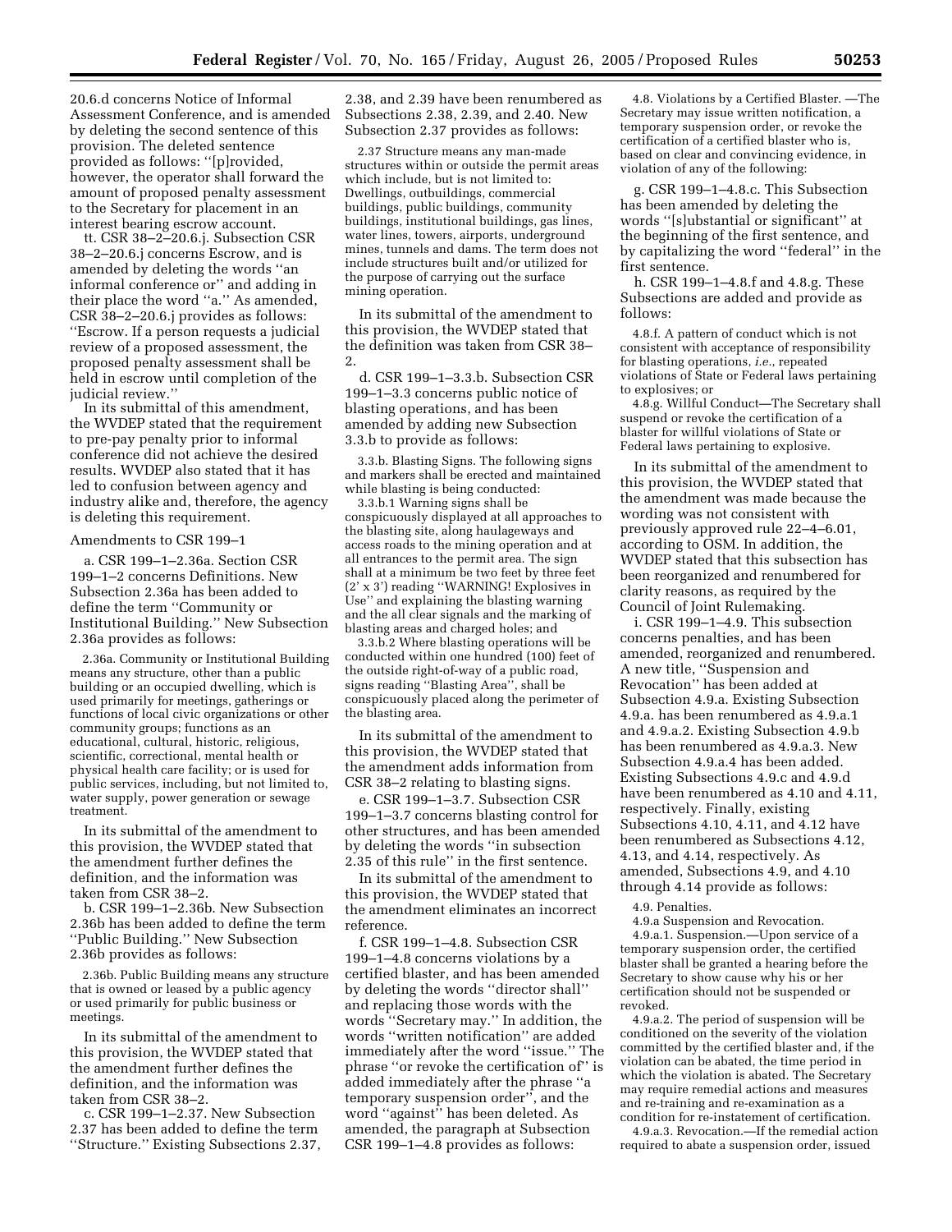20.6.d concerns Notice of Informal Assessment Conference, and is amended by deleting the second sentence of this provision. The deleted sentence provided as follows: ''[p]rovided, however, the operator shall forward the amount of proposed penalty assessment to the Secretary for placement in an interest bearing escrow account.

tt. CSR 38–2–20.6.j. Subsection CSR 38–2–20.6.j concerns Escrow, and is amended by deleting the words ''an informal conference or'' and adding in their place the word ''a.'' As amended, CSR 38–2–20.6.j provides as follows: ''Escrow. If a person requests a judicial review of a proposed assessment, the proposed penalty assessment shall be held in escrow until completion of the judicial review.''

In its submittal of this amendment, the WVDEP stated that the requirement to pre-pay penalty prior to informal conference did not achieve the desired results. WVDEP also stated that it has led to confusion between agency and industry alike and, therefore, the agency is deleting this requirement.

Amendments to CSR 199–1

a. CSR 199–1–2.36a. Section CSR 199–1–2 concerns Definitions. New Subsection 2.36a has been added to define the term ''Community or Institutional Building.'' New Subsection 2.36a provides as follows:

> 2.36a. Community or Institutional Building means any structure, other than a public building or an occupied dwelling, which is used primarily for meetings, gatherings or functions of local civic organizations or other community groups; functions as an educational, cultural, historic, religious, scientific, correctional, mental health or physical health care facility; or is used for public services, including, but not limited to, water supply, power generation or sewage treatment.

In its submittal of the amendment to this provision, the WVDEP stated that the amendment further defines the definition, and the information was taken from CSR 38–2.

b. CSR 199–1–2.36b. New Subsection 2.36b has been added to define the term ''Public Building.'' New Subsection 2.36b provides as follows:

> 2.36b. Public Building means any structure that is owned or leased by a public agency or used primarily for public business or meetings.

In its submittal of the amendment to this provision, the WVDEP stated that the amendment further defines the definition, and the information was taken from CSR 38–2.

c. CSR 199–1–2.37. New Subsection 2.37 has been added to define the term ''Structure.'' Existing Subsections 2.37, 2.38, and 2.39 have been renumbered as Subsections 2.38, 2.39, and 2.40. New Subsection 2.37 provides as follows:

> 2.37 Structure means any man-made structures within or outside the permit areas which include, but is not limited to: Dwellings, outbuildings, commercial buildings, public buildings, community buildings, institutional buildings, gas lines, water lines, towers, airports, underground mines, tunnels and dams. The term does not include structures built and/or utilized for the purpose of carrying out the surface mining operation.

In its submittal of the amendment to this provision, the WVDEP stated that the definition was taken from CSR 38–2.

d. CSR 199–1–3.3.b. Subsection CSR 199–1–3.3 concerns public notice of blasting operations, and has been amended by adding new Subsection 3.3.b to provide as follows:

> 3.3.b. Blasting Signs. The following signs and markers shall be erected and maintained while blasting is being conducted:
>
> 3.3.b.1 Warning signs shall be conspicuously displayed at all approaches to the blasting site, along haulageways and access roads to the mining operation and at all entrances to the permit area. The sign shall at a minimum be two feet by three feet (2' x 3') reading ''WARNING! Explosives in Use'' and explaining the blasting warning and the all clear signals and the marking of blasting areas and charged holes; and
>
> 3.3.b.2 Where blasting operations will be conducted within one hundred (100) feet of the outside right-of-way of a public road, signs reading ''Blasting Area'', shall be conspicuously placed along the perimeter of the blasting area.

In its submittal of the amendment to this provision, the WVDEP stated that the amendment adds information from CSR 38–2 relating to blasting signs.

e. CSR 199–1–3.7. Subsection CSR 199–1–3.7 concerns blasting control for other structures, and has been amended by deleting the words ''in subsection 2.35 of this rule'' in the first sentence.

In its submittal of the amendment to this provision, the WVDEP stated that the amendment eliminates an incorrect reference.

f. CSR 199–1–4.8. Subsection CSR 199–1–4.8 concerns violations by a certified blaster, and has been amended by deleting the words ''director shall'' and replacing those words with the words ''Secretary may.'' In addition, the words ''written notification'' are added immediately after the word ''issue.'' The phrase ''or revoke the certification of'' is added immediately after the phrase ''a temporary suspension order'', and the word ''against'' has been deleted. As amended, the paragraph at Subsection CSR 199–1–4.8 provides as follows:

> 4.8. Violations by a Certified Blaster. —The Secretary may issue written notification, a temporary suspension order, or revoke the certification of a certified blaster who is, based on clear and convincing evidence, in violation of any of the following:

g. CSR 199–1–4.8.c. This Subsection has been amended by deleting the words ''[s]ubstantial or significant'' at the beginning of the first sentence, and by capitalizing the word ''federal'' in the first sentence.

h. CSR 199–1–4.8.f and 4.8.g. These Subsections are added and provide as follows:

> 4.8.f. A pattern of conduct which is not consistent with acceptance of responsibility for blasting operations, *i.e.*, repeated violations of State or Federal laws pertaining to explosives; or
>
> 4.8.g. Willful Conduct—The Secretary shall suspend or revoke the certification of a blaster for willful violations of State or Federal laws pertaining to explosive.

In its submittal of the amendment to this provision, the WVDEP stated that the amendment was made because the wording was not consistent with previously approved rule 22–4–6.01, according to OSM. In addition, the WVDEP stated that this subsection has been reorganized and renumbered for clarity reasons, as required by the Council of Joint Rulemaking.

i. CSR 199–1–4.9. This subsection concerns penalties, and has been amended, reorganized and renumbered. A new title, ''Suspension and Revocation'' has been added at Subsection 4.9.a. Existing Subsection 4.9.a. has been renumbered as 4.9.a.1 and 4.9.a.2. Existing Subsection 4.9.b has been renumbered as 4.9.a.3. New Subsection 4.9.a.4 has been added. Existing Subsections 4.9.c and 4.9.d have been renumbered as 4.10 and 4.11, respectively. Finally, existing Subsections 4.10, 4.11, and 4.12 have been renumbered as Subsections 4.12, 4.13, and 4.14, respectively. As amended, Subsections 4.9, and 4.10 through 4.14 provide as follows:

> 4.9. Penalties.
>
> 4.9.a Suspension and Revocation.
>
> 4.9.a.1. Suspension.—Upon service of a temporary suspension order, the certified blaster shall be granted a hearing before the Secretary to show cause why his or her certification should not be suspended or revoked.
>
> 4.9.a.2. The period of suspension will be conditioned on the severity of the violation committed by the certified blaster and, if the violation can be abated, the time period in which the violation is abated. The Secretary may require remedial actions and measures and re-training and re-examination as a condition for re-instatement of certification.
>
> 4.9.a.3. Revocation.—If the remedial action required to abate a suspension order, issued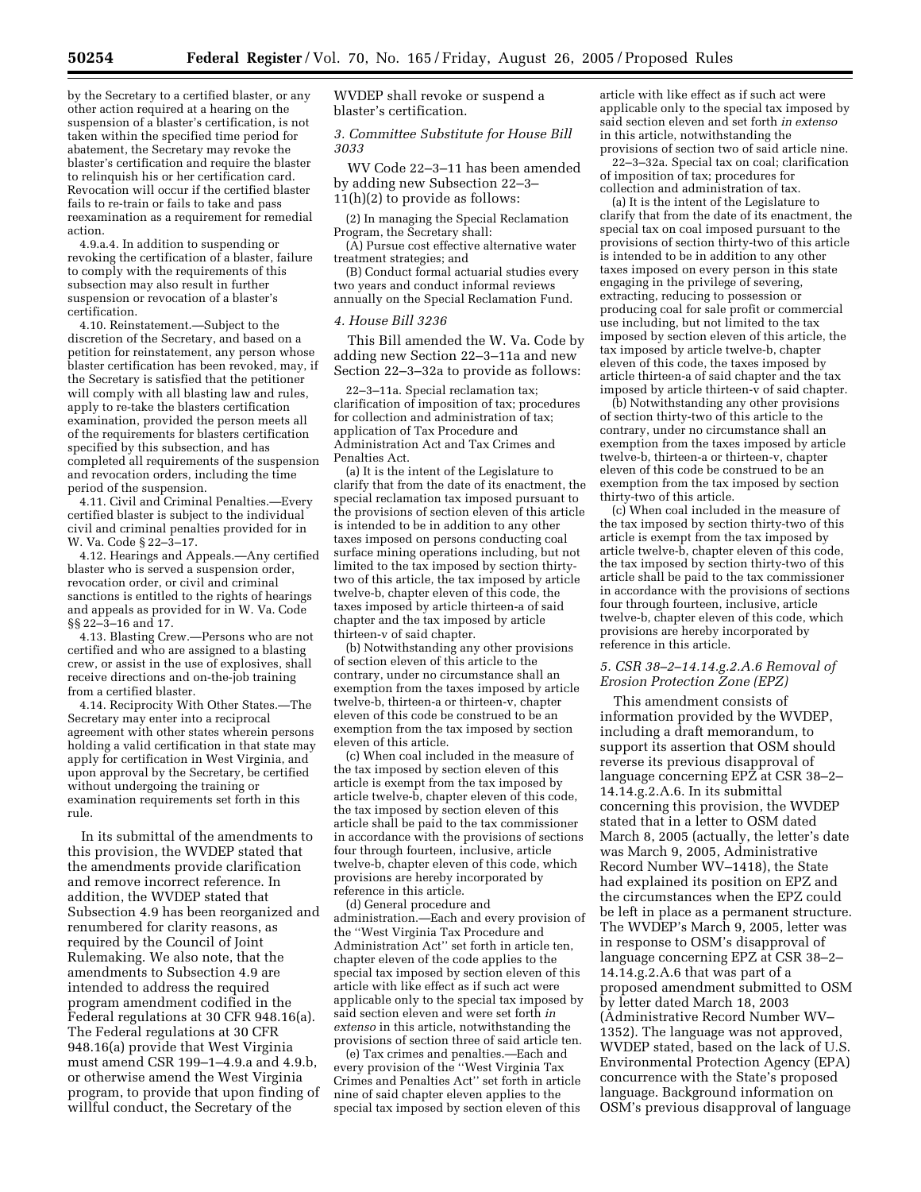by the Secretary to a certified blaster, or any other action required at a hearing on the suspension of a blaster's certification, is not taken within the specified time period for abatement, the Secretary may revoke the blaster's certification and require the blaster to relinquish his or her certification card. Revocation will occur if the certified blaster fails to re-train or fails to take and pass reexamination as a requirement for remedial action.

4.9.a.4. In addition to suspending or revoking the certification of a blaster, failure to comply with the requirements of this subsection may also result in further suspension or revocation of a blaster's certification.

4.10. Reinstatement.—Subject to the discretion of the Secretary, and based on a petition for reinstatement, any person whose blaster certification has been revoked, may, if the Secretary is satisfied that the petitioner will comply with all blasting law and rules, apply to re-take the blasters certification examination, provided the person meets all of the requirements for blasters certification specified by this subsection, and has completed all requirements of the suspension and revocation orders, including the time period of the suspension.

4.11. Civil and Criminal Penalties.—Every certified blaster is subject to the individual civil and criminal penalties provided for in W. Va. Code § 22–3–17.

4.12. Hearings and Appeals.—Any certified blaster who is served a suspension order, revocation order, or civil and criminal sanctions is entitled to the rights of hearings and appeals as provided for in W. Va. Code §§ 22–3–16 and 17.

4.13. Blasting Crew.—Persons who are not certified and who are assigned to a blasting crew, or assist in the use of explosives, shall receive directions and on-the-job training from a certified blaster.

4.14. Reciprocity With Other States.—The Secretary may enter into a reciprocal agreement with other states wherein persons holding a valid certification in that state may apply for certification in West Virginia, and upon approval by the Secretary, be certified without undergoing the training or examination requirements set forth in this rule.

In its submittal of the amendments to this provision, the WVDEP stated that the amendments provide clarification and remove incorrect reference. In addition, the WVDEP stated that Subsection 4.9 has been reorganized and renumbered for clarity reasons, as required by the Council of Joint Rulemaking. We also note, that the amendments to Subsection 4.9 are intended to address the required program amendment codified in the Federal regulations at 30 CFR 948.16(a). The Federal regulations at 30 CFR 948.16(a) provide that West Virginia must amend CSR 199–1–4.9.a and 4.9.b, or otherwise amend the West Virginia program, to provide that upon finding of willful conduct, the Secretary of the WVDEP shall revoke or suspend a blaster's certification.

### *3. Committee Substitute for House Bill 3033*

WV Code 22–3–11 has been amended by adding new Subsection 22–3–11(h)(2) to provide as follows:

(2) In managing the Special Reclamation Program, the Secretary shall:

(A) Pursue cost effective alternative water treatment strategies; and

(B) Conduct formal actuarial studies every two years and conduct informal reviews annually on the Special Reclamation Fund.

### *4. House Bill 3236*

This Bill amended the W. Va. Code by adding new Section 22–3–11a and new Section 22–3–32a to provide as follows:

22–3–11a. Special reclamation tax; clarification of imposition of tax; procedures for collection and administration of tax; application of Tax Procedure and Administration Act and Tax Crimes and Penalties Act.

(a) It is the intent of the Legislature to clarify that from the date of its enactment, the special reclamation tax imposed pursuant to the provisions of section eleven of this article is intended to be in addition to any other taxes imposed on persons conducting coal surface mining operations including, but not limited to the tax imposed by section thirty-two of this article, the tax imposed by article twelve-b, chapter eleven of this code, the taxes imposed by article thirteen-a of said chapter and the tax imposed by article thirteen-v of said chapter.

(b) Notwithstanding any other provisions of section eleven of this article to the contrary, under no circumstance shall an exemption from the taxes imposed by article twelve-b, thirteen-a or thirteen-v, chapter eleven of this code be construed to be an exemption from the tax imposed by section eleven of this article.

(c) When coal included in the measure of the tax imposed by section eleven of this article is exempt from the tax imposed by article twelve-b, chapter eleven of this code, the tax imposed by section eleven of this article shall be paid to the tax commissioner in accordance with the provisions of sections four through fourteen, inclusive, article twelve-b, chapter eleven of this code, which provisions are hereby incorporated by reference in this article.

(d) General procedure and administration.—Each and every provision of the ''West Virginia Tax Procedure and Administration Act'' set forth in article ten, chapter eleven of the code applies to the special tax imposed by section eleven of this article with like effect as if such act were applicable only to the special tax imposed by said section eleven and were set forth *in extenso* in this article, notwithstanding the provisions of section three of said article ten.

(e) Tax crimes and penalties.—Each and every provision of the ''West Virginia Tax Crimes and Penalties Act'' set forth in article nine of said chapter eleven applies to the special tax imposed by section eleven of this article with like effect as if such act were applicable only to the special tax imposed by said section eleven and set forth *in extenso* in this article, notwithstanding the provisions of section two of said article nine.

22–3–32a. Special tax on coal; clarification of imposition of tax; procedures for collection and administration of tax.

(a) It is the intent of the Legislature to clarify that from the date of its enactment, the special tax on coal imposed pursuant to the provisions of section thirty-two of this article is intended to be in addition to any other taxes imposed on every person in this state engaging in the privilege of severing, extracting, reducing to possession or producing coal for sale profit or commercial use including, but not limited to the tax imposed by section eleven of this article, the tax imposed by article twelve-b, chapter eleven of this code, the taxes imposed by article thirteen-a of said chapter and the tax imposed by article thirteen-v of said chapter.

(b) Notwithstanding any other provisions of section thirty-two of this article to the contrary, under no circumstance shall an exemption from the taxes imposed by article twelve-b, thirteen-a or thirteen-v, chapter eleven of this code be construed to be an exemption from the tax imposed by section thirty-two of this article.

(c) When coal included in the measure of the tax imposed by section thirty-two of this article is exempt from the tax imposed by article twelve-b, chapter eleven of this code, the tax imposed by section thirty-two of this article shall be paid to the tax commissioner in accordance with the provisions of sections four through fourteen, inclusive, article twelve-b, chapter eleven of this code, which provisions are hereby incorporated by reference in this article.

### *5. CSR 38–2–14.14.g.2.A.6 Removal of Erosion Protection Zone (EPZ)*

This amendment consists of information provided by the WVDEP, including a draft memorandum, to support its assertion that OSM should reverse its previous disapproval of language concerning EPZ at CSR 38–2–14.14.g.2.A.6. In its submittal concerning this provision, the WVDEP stated that in a letter to OSM dated March 8, 2005 (actually, the letter's date was March 9, 2005, Administrative Record Number WV–1418), the State had explained its position on EPZ and the circumstances when the EPZ could be left in place as a permanent structure. The WVDEP's March 9, 2005, letter was in response to OSM's disapproval of language concerning EPZ at CSR 38–2–14.14.g.2.A.6 that was part of a proposed amendment submitted to OSM by letter dated March 18, 2003 (Administrative Record Number WV–1352). The language was not approved, WVDEP stated, based on the lack of U.S. Environmental Protection Agency (EPA) concurrence with the State's proposed language. Background information on OSM's previous disapproval of language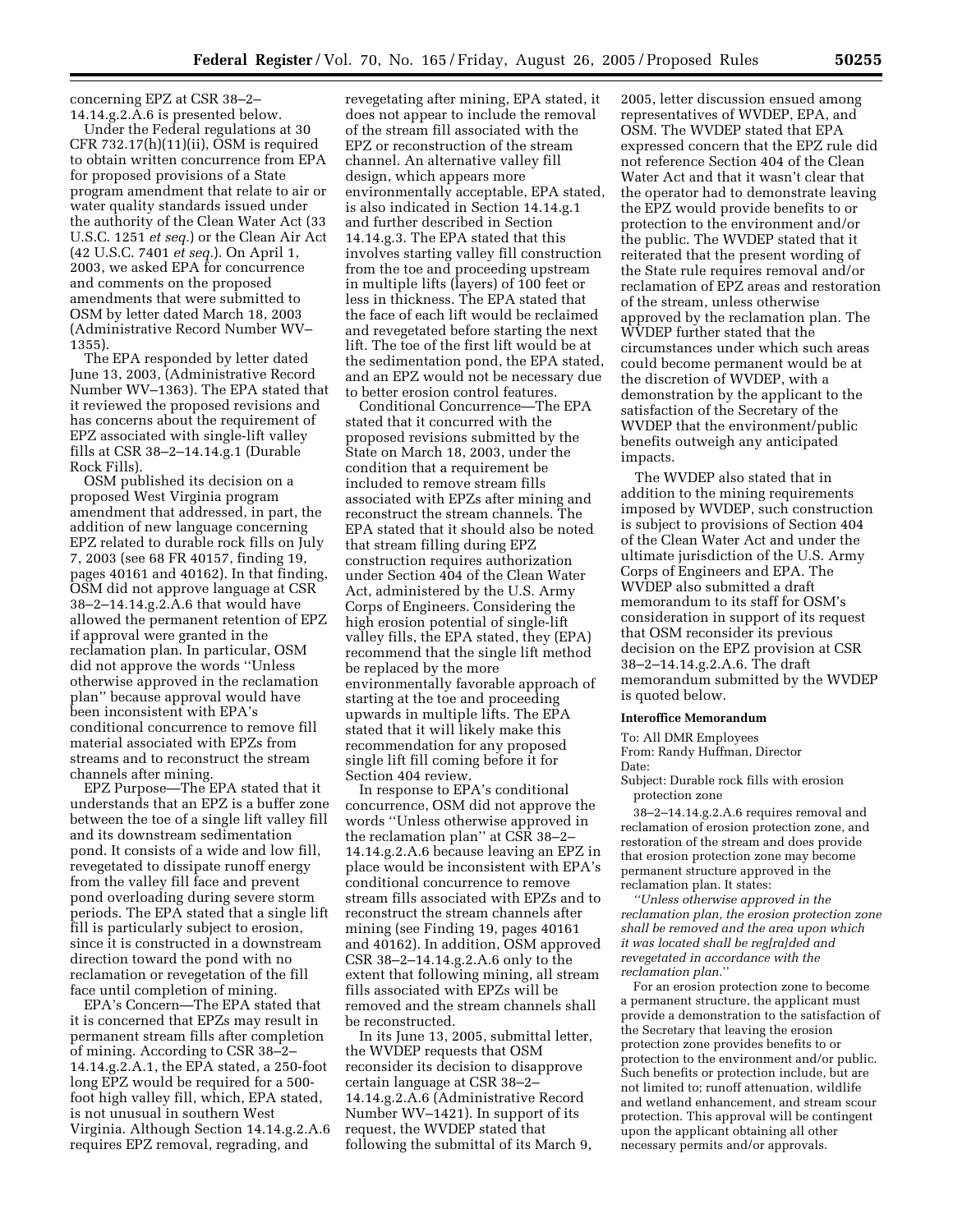concerning EPZ at CSR 38–2–14.14.g.2.A.6 is presented below.

Under the Federal regulations at 30 CFR 732.17(h)(11)(ii), OSM is required to obtain written concurrence from EPA for proposed provisions of a State program amendment that relate to air or water quality standards issued under the authority of the Clean Water Act (33 U.S.C. 1251 *et seq.*) or the Clean Air Act (42 U.S.C. 7401 *et seq.*). On April 1, 2003, we asked EPA for concurrence and comments on the proposed amendments that were submitted to OSM by letter dated March 18, 2003 (Administrative Record Number WV–1355).

The EPA responded by letter dated June 13, 2003, (Administrative Record Number WV–1363). The EPA stated that it reviewed the proposed revisions and has concerns about the requirement of EPZ associated with single-lift valley fills at CSR 38–2–14.14.g.1 (Durable Rock Fills).

OSM published its decision on a proposed West Virginia program amendment that addressed, in part, the addition of new language concerning EPZ related to durable rock fills on July 7, 2003 (see 68 FR 40157, finding 19, pages 40161 and 40162). In that finding, OSM did not approve language at CSR 38–2–14.14.g.2.A.6 that would have allowed the permanent retention of EPZ if approval were granted in the reclamation plan. In particular, OSM did not approve the words ''Unless otherwise approved in the reclamation plan'' because approval would have been inconsistent with EPA's conditional concurrence to remove fill material associated with EPZs from streams and to reconstruct the stream channels after mining.

EPZ Purpose—The EPA stated that it understands that an EPZ is a buffer zone between the toe of a single lift valley fill and its downstream sedimentation pond. It consists of a wide and low fill, revegetated to dissipate runoff energy from the valley fill face and prevent pond overloading during severe storm periods. The EPA stated that a single lift fill is particularly subject to erosion, since it is constructed in a downstream direction toward the pond with no reclamation or revegetation of the fill face until completion of mining.

EPA's Concern—The EPA stated that it is concerned that EPZs may result in permanent stream fills after completion of mining. According to CSR 38–2–14.14.g.2.A.1, the EPA stated, a 250-foot long EPZ would be required for a 500-foot high valley fill, which, EPA stated, is not unusual in southern West Virginia. Although Section 14.14.g.2.A.6 requires EPZ removal, regrading, and revegetating after mining, EPA stated, it does not appear to include the removal of the stream fill associated with the EPZ or reconstruction of the stream channel. An alternative valley fill design, which appears more environmentally acceptable, EPA stated, is also indicated in Section 14.14.g.1 and further described in Section 14.14.g.3. The EPA stated that this involves starting valley fill construction from the toe and proceeding upstream in multiple lifts (layers) of 100 feet or less in thickness. The EPA stated that the face of each lift would be reclaimed and revegetated before starting the next lift. The toe of the first lift would be at the sedimentation pond, the EPA stated, and an EPZ would not be necessary due to better erosion control features.

Conditional Concurrence—The EPA stated that it concurred with the proposed revisions submitted by the State on March 18, 2003, under the condition that a requirement be included to remove stream fills associated with EPZs after mining and reconstruct the stream channels. The EPA stated that it should also be noted that stream filling during EPZ construction requires authorization under Section 404 of the Clean Water Act, administered by the U.S. Army Corps of Engineers. Considering the high erosion potential of single-lift valley fills, the EPA stated, they (EPA) recommend that the single lift method be replaced by the more environmentally favorable approach of starting at the toe and proceeding upwards in multiple lifts. The EPA stated that it will likely make this recommendation for any proposed single lift fill coming before it for Section 404 review.

In response to EPA's conditional concurrence, OSM did not approve the words ''Unless otherwise approved in the reclamation plan'' at CSR 38–2–14.14.g.2.A.6 because leaving an EPZ in place would be inconsistent with EPA's conditional concurrence to remove stream fills associated with EPZs and to reconstruct the stream channels after mining (see Finding 19, pages 40161 and 40162). In addition, OSM approved CSR 38–2–14.14.g.2.A.6 only to the extent that following mining, all stream fills associated with EPZs will be removed and the stream channels shall be reconstructed.

In its June 13, 2005, submittal letter, the WVDEP requests that OSM reconsider its decision to disapprove certain language at CSR 38–2–14.14.g.2.A.6 (Administrative Record Number WV–1421). In support of its request, the WVDEP stated that following the submittal of its March 9, 2005, letter discussion ensued among representatives of WVDEP, EPA, and OSM. The WVDEP stated that EPA expressed concern that the EPZ rule did not reference Section 404 of the Clean Water Act and that it wasn't clear that the operator had to demonstrate leaving the EPZ would provide benefits to or protection to the environment and/or the public. The WVDEP stated that it reiterated that the present wording of the State rule requires removal and/or reclamation of EPZ areas and restoration of the stream, unless otherwise approved by the reclamation plan. The WVDEP further stated that the circumstances under which such areas could become permanent would be at the discretion of WVDEP, with a demonstration by the applicant to the satisfaction of the Secretary of the WVDEP that the environment/public benefits outweigh any anticipated impacts.

The WVDEP also stated that in addition to the mining requirements imposed by WVDEP, such construction is subject to provisions of Section 404 of the Clean Water Act and under the ultimate jurisdiction of the U.S. Army Corps of Engineers and EPA. The WVDEP also submitted a draft memorandum to its staff for OSM's consideration in support of its request that OSM reconsider its previous decision on the EPZ provision at CSR 38–2–14.14.g.2.A.6. The draft memorandum submitted by the WVDEP is quoted below.

**Interoffice Memorandum**

To: All DMR Employees
From: Randy Huffman, Director
Date:
Subject: Durable rock fills with erosion protection zone

38–2–14.14.g.2.A.6 requires removal and reclamation of erosion protection zone, and restoration of the stream and does provide that erosion protection zone may become permanent structure approved in the reclamation plan. It states:

*''Unless otherwise approved in the reclamation plan, the erosion protection zone shall be removed and the area upon which it was located shall be reg[ra]ded and revegetated in accordance with the reclamation plan.''*

For an erosion protection zone to become a permanent structure, the applicant must provide a demonstration to the satisfaction of the Secretary that leaving the erosion protection zone provides benefits to or protection to the environment and/or public. Such benefits or protection include, but are not limited to; runoff attenuation, wildlife and wetland enhancement, and stream scour protection. This approval will be contingent upon the applicant obtaining all other necessary permits and/or approvals.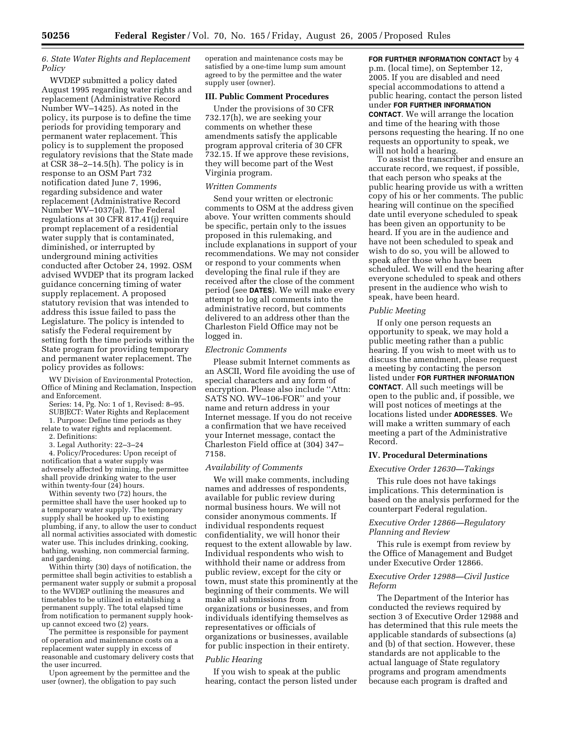### *6. State Water Rights and Replacement Policy*

WVDEP submitted a policy dated August 1995 regarding water rights and replacement (Administrative Record Number WV–1425). As noted in the policy, its purpose is to define the time periods for providing temporary and permanent water replacement. This policy is to supplement the proposed regulatory revisions that the State made at CSR 38–2–14.5(h). The policy is in response to an OSM Part 732 notification dated June 7, 1996, regarding subsidence and water replacement (Administrative Record Number WV–1037(a)). The Federal regulations at 30 CFR 817.41(j) require prompt replacement of a residential water supply that is contaminated, diminished, or interrupted by underground mining activities conducted after October 24, 1992. OSM advised WVDEP that its program lacked guidance concerning timing of water supply replacement. A proposed statutory revision that was intended to address this issue failed to pass the Legislature. The policy is intended to satisfy the Federal requirement by setting forth the time periods within the State program for providing temporary and permanent water replacement. The policy provides as follows:

WV Division of Environmental Protection, Office of Mining and Reclamation, Inspection and Enforcement.

Series: 14, Pg. No: 1 of 1, Revised: 8–95.

SUBJECT: Water Rights and Replacement

1. Purpose: Define time periods as they relate to water rights and replacement.

2. Definitions:

3. Legal Authority: 22–3–24

4. Policy/Procedures: Upon receipt of notification that a water supply was adversely affected by mining, the permittee shall provide drinking water to the user within twenty-four (24) hours.

Within seventy two (72) hours, the permittee shall have the user hooked up to a temporary water supply. The temporary supply shall be hooked up to existing plumbing, if any, to allow the user to conduct all normal activities associated with domestic water use. This includes drinking, cooking, bathing, washing, non commercial farming, and gardening.

Within thirty (30) days of notification, the permittee shall begin activities to establish a permanent water supply or submit a proposal to the WVDEP outlining the measures and timetables to be utilized in establishing a permanent supply. The total elapsed time from notification to permanent supply hook-up cannot exceed two (2) years.

The permittee is responsible for payment of operation and maintenance costs on a replacement water supply in excess of reasonable and customary delivery costs that the user incurred.

Upon agreement by the permittee and the user (owner), the obligation to pay such operation and maintenance costs may be satisfied by a one-time lump sum amount agreed to by the permittee and the water supply user (owner).

## III. Public Comment Procedures

Under the provisions of 30 CFR 732.17(h), we are seeking your comments on whether these amendments satisfy the applicable program approval criteria of 30 CFR 732.15. If we approve these revisions, they will become part of the West Virginia program.

### *Written Comments*

Send your written or electronic comments to OSM at the address given above. Your written comments should be specific, pertain only to the issues proposed in this rulemaking, and include explanations in support of your recommendations. We may not consider or respond to your comments when developing the final rule if they are received after the close of the comment period (see **DATES**). We will make every attempt to log all comments into the administrative record, but comments delivered to an address other than the Charleston Field Office may not be logged in.

### *Electronic Comments*

Please submit Internet comments as an ASCII, Word file avoiding the use of special characters and any form of encryption. Please also include ''Attn: SATS NO. WV–106-FOR'' and your name and return address in your Internet message. If you do not receive a confirmation that we have received your Internet message, contact the Charleston Field office at (304) 347–7158.

### *Availability of Comments*

We will make comments, including names and addresses of respondents, available for public review during normal business hours. We will not consider anonymous comments. If individual respondents request confidentiality, we will honor their request to the extent allowable by law. Individual respondents who wish to withhold their name or address from public review, except for the city or town, must state this prominently at the beginning of their comments. We will make all submissions from organizations or businesses, and from individuals identifying themselves as representatives or officials of organizations or businesses, available for public inspection in their entirety.

### *Public Hearing*

If you wish to speak at the public hearing, contact the person listed under **FOR FURTHER INFORMATION CONTACT** by 4 p.m. (local time), on September 12, 2005. If you are disabled and need special accommodations to attend a public hearing, contact the person listed under **FOR FURTHER INFORMATION CONTACT**. We will arrange the location and time of the hearing with those persons requesting the hearing. If no one requests an opportunity to speak, we will not hold a hearing.

To assist the transcriber and ensure an accurate record, we request, if possible, that each person who speaks at the public hearing provide us with a written copy of his or her comments. The public hearing will continue on the specified date until everyone scheduled to speak has been given an opportunity to be heard. If you are in the audience and have not been scheduled to speak and wish to do so, you will be allowed to speak after those who have been scheduled. We will end the hearing after everyone scheduled to speak and others present in the audience who wish to speak, have been heard.

### *Public Meeting*

If only one person requests an opportunity to speak, we may hold a public meeting rather than a public hearing. If you wish to meet with us to discuss the amendment, please request a meeting by contacting the person listed under **FOR FURTHER INFORMATION CONTACT**. All such meetings will be open to the public and, if possible, we will post notices of meetings at the locations listed under **ADDRESSES**. We will make a written summary of each meeting a part of the Administrative Record.

## IV. Procedural Determinations

### *Executive Order 12630—Takings*

This rule does not have takings implications. This determination is based on the analysis performed for the counterpart Federal regulation.

### *Executive Order 12866—Regulatory Planning and Review*

This rule is exempt from review by the Office of Management and Budget under Executive Order 12866.

### *Executive Order 12988—Civil Justice Reform*

The Department of the Interior has conducted the reviews required by section 3 of Executive Order 12988 and has determined that this rule meets the applicable standards of subsections (a) and (b) of that section. However, these standards are not applicable to the actual language of State regulatory programs and program amendments because each program is drafted and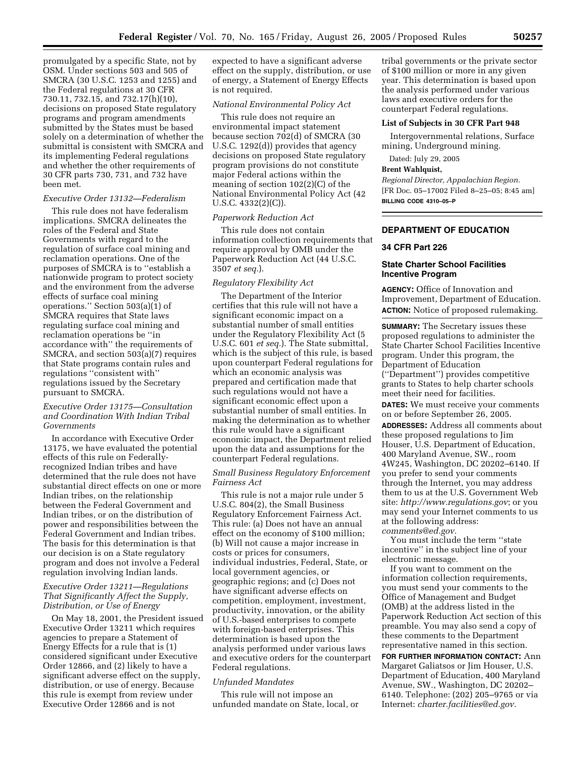promulgated by a specific State, not by OSM. Under sections 503 and 505 of SMCRA (30 U.S.C. 1253 and 1255) and the Federal regulations at 30 CFR 730.11, 732.15, and 732.17(h)(10), decisions on proposed State regulatory programs and program amendments submitted by the States must be based solely on a determination of whether the submittal is consistent with SMCRA and its implementing Federal regulations and whether the other requirements of 30 CFR parts 730, 731, and 732 have been met.

*Executive Order 13132—Federalism*

This rule does not have federalism implications. SMCRA delineates the roles of the Federal and State Governments with regard to the regulation of surface coal mining and reclamation operations. One of the purposes of SMCRA is to ''establish a nationwide program to protect society and the environment from the adverse effects of surface coal mining operations.'' Section 503(a)(1) of SMCRA requires that State laws regulating surface coal mining and reclamation operations be ''in accordance with'' the requirements of SMCRA, and section 503(a)(7) requires that State programs contain rules and regulations ''consistent with'' regulations issued by the Secretary pursuant to SMCRA.

*Executive Order 13175—Consultation and Coordination With Indian Tribal Governments*

In accordance with Executive Order 13175, we have evaluated the potential effects of this rule on Federally-recognized Indian tribes and have determined that the rule does not have substantial direct effects on one or more Indian tribes, on the relationship between the Federal Government and Indian tribes, or on the distribution of power and responsibilities between the Federal Government and Indian tribes. The basis for this determination is that our decision is on a State regulatory program and does not involve a Federal regulation involving Indian lands.

*Executive Order 13211—Regulations That Significantly Affect the Supply, Distribution, or Use of Energy*

On May 18, 2001, the President issued Executive Order 13211 which requires agencies to prepare a Statement of Energy Effects for a rule that is (1) considered significant under Executive Order 12866, and (2) likely to have a significant adverse effect on the supply, distribution, or use of energy. Because this rule is exempt from review under Executive Order 12866 and is not expected to have a significant adverse effect on the supply, distribution, or use of energy, a Statement of Energy Effects is not required.

*National Environmental Policy Act*

This rule does not require an environmental impact statement because section 702(d) of SMCRA (30 U.S.C. 1292(d)) provides that agency decisions on proposed State regulatory program provisions do not constitute major Federal actions within the meaning of section 102(2)(C) of the National Environmental Policy Act (42 U.S.C. 4332(2)(C)).

*Paperwork Reduction Act*

This rule does not contain information collection requirements that require approval by OMB under the Paperwork Reduction Act (44 U.S.C. 3507 *et seq.*).

*Regulatory Flexibility Act*

The Department of the Interior certifies that this rule will not have a significant economic impact on a substantial number of small entities under the Regulatory Flexibility Act (5 U.S.C. 601 *et seq.*). The State submittal, which is the subject of this rule, is based upon counterpart Federal regulations for which an economic analysis was prepared and certification made that such regulations would not have a significant economic effect upon a substantial number of small entities. In making the determination as to whether this rule would have a significant economic impact, the Department relied upon the data and assumptions for the counterpart Federal regulations.

*Small Business Regulatory Enforcement Fairness Act*

This rule is not a major rule under 5 U.S.C. 804(2), the Small Business Regulatory Enforcement Fairness Act. This rule: (a) Does not have an annual effect on the economy of $100 million; (b) Will not cause a major increase in costs or prices for consumers, individual industries, Federal, State, or local government agencies, or geographic regions; and (c) Does not have significant adverse effects on competition, employment, investment, productivity, innovation, or the ability of U.S.-based enterprises to compete with foreign-based enterprises. This determination is based upon the analysis performed under various laws and executive orders for the counterpart Federal regulations.

*Unfunded Mandates*

This rule will not impose an unfunded mandate on State, local, or tribal governments or the private sector of $100 million or more in any given year. This determination is based upon the analysis performed under various laws and executive orders for the counterpart Federal regulations.

**List of Subjects in 30 CFR Part 948**

Intergovernmental relations, Surface mining, Underground mining.

Dated: July 29, 2005

**Brent Wahlquist,**

*Regional Director, Appalachian Region.*

[FR Doc. 05–17002 Filed 8–25–05; 8:45 am]

**BILLING CODE 4310–05–P**

---

## DEPARTMENT OF EDUCATION

## 34 CFR Part 226

## State Charter School Facilities Incentive Program

**AGENCY:** Office of Innovation and Improvement, Department of Education.

**ACTION:** Notice of proposed rulemaking.

---

**SUMMARY:** The Secretary issues these proposed regulations to administer the State Charter School Facilities Incentive program. Under this program, the Department of Education (''Department'') provides competitive grants to States to help charter schools meet their need for facilities.

**DATES:** We must receive your comments on or before September 26, 2005.

**ADDRESSES:** Address all comments about these proposed regulations to Jim Houser, U.S. Department of Education, 400 Maryland Avenue, SW., room 4W245, Washington, DC 20202–6140. If you prefer to send your comments through the Internet, you may address them to us at the U.S. Government Web site: *http://www.regulations.gov*; or you may send your Internet comments to us at the following address: *comments@ed.gov.*

You must include the term ''state incentive'' in the subject line of your electronic message.

If you want to comment on the information collection requirements, you must send your comments to the Office of Management and Budget (OMB) at the address listed in the Paperwork Reduction Act section of this preamble. You may also send a copy of these comments to the Department representative named in this section.

**FOR FURTHER INFORMATION CONTACT:** Ann Margaret Galiatsos or Jim Houser, U.S. Department of Education, 400 Maryland Avenue, SW., Washington, DC 20202–6140. Telephone: (202) 205–9765 or via Internet: *charter.facilities@ed.gov.*